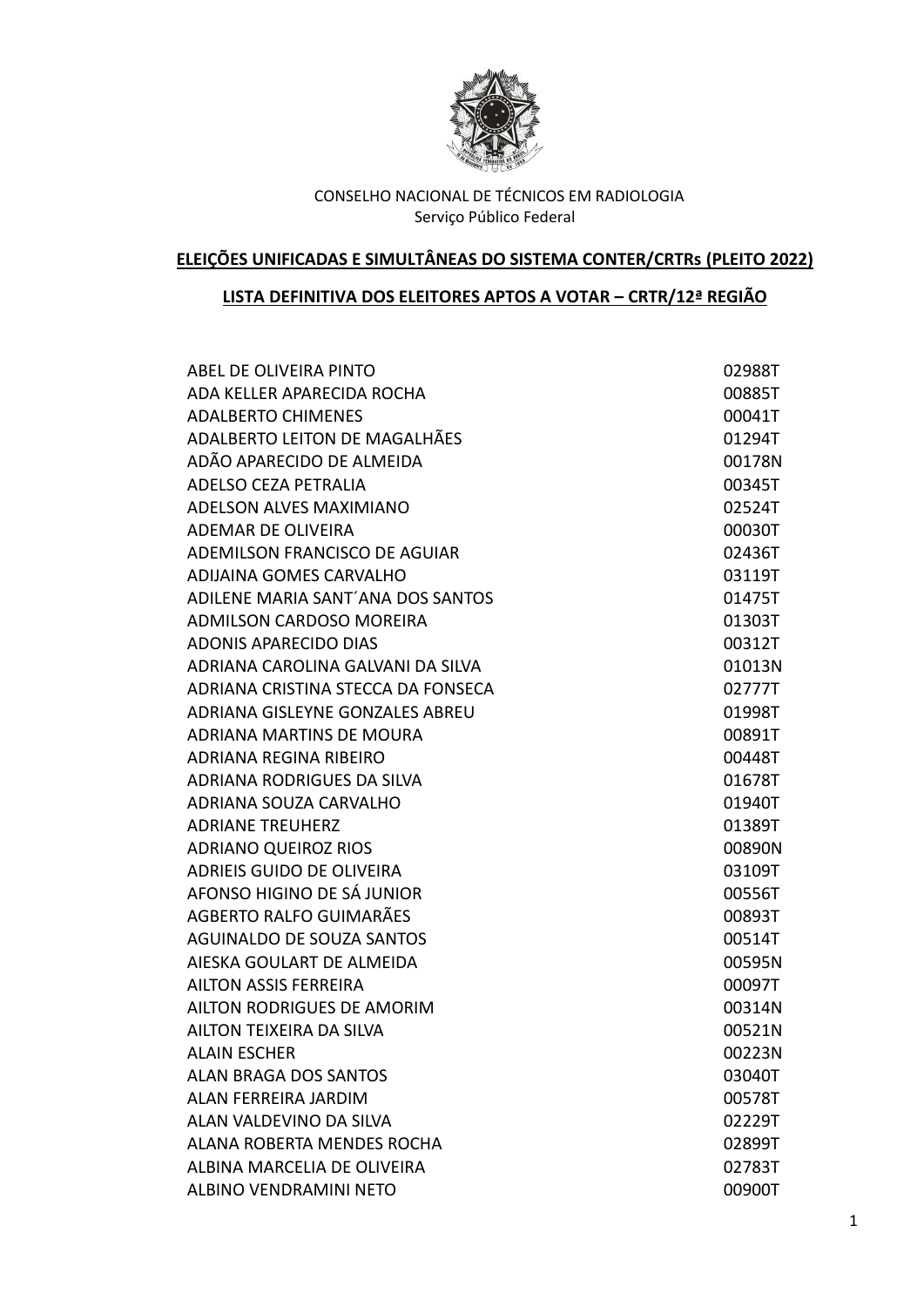CONSELHO NACIONAL DE TÉCNICOS EM RADIOLOGIA
Serviço Público Federal

**ELEIÇÕES UNIFICADAS E SIMULTÂNEAS DO SISTEMA CONTER/CRTRs (PLEITO 2022)**

**LISTA DEFINITIVA DOS ELEITORES APTOS A VOTAR – CRTR/12ª REGIÃO**

| | |
|---|---|
| ABEL DE OLIVEIRA PINTO | 02988T |
| ADA KELLER APARECIDA ROCHA | 00885T |
| ADALBERTO CHIMENES | 00041T |
| ADALBERTO LEITON DE MAGALHÃES | 01294T |
| ADÃO APARECIDO DE ALMEIDA | 00178N |
| ADELSO CEZA PETRALIA | 00345T |
| ADELSON ALVES MAXIMIANO | 02524T |
| ADEMAR DE OLIVEIRA | 00030T |
| ADEMILSON FRANCISCO DE AGUIAR | 02436T |
| ADIJAINA GOMES CARVALHO | 03119T |
| ADILENE MARIA SANT´ANA DOS SANTOS | 01475T |
| ADMILSON CARDOSO MOREIRA | 01303T |
| ADONIS APARECIDO DIAS | 00312T |
| ADRIANA CAROLINA GALVANI DA SILVA | 01013N |
| ADRIANA CRISTINA STECCA DA FONSECA | 02777T |
| ADRIANA GISLEYNE GONZALES ABREU | 01998T |
| ADRIANA MARTINS DE MOURA | 00891T |
| ADRIANA REGINA RIBEIRO | 00448T |
| ADRIANA RODRIGUES DA SILVA | 01678T |
| ADRIANA SOUZA CARVALHO | 01940T |
| ADRIANE TREUHERZ | 01389T |
| ADRIANO QUEIROZ RIOS | 00890N |
| ADRIEIS GUIDO DE OLIVEIRA | 03109T |
| AFONSO HIGINO DE SÁ JUNIOR | 00556T |
| AGBERTO RALFO GUIMARÃES | 00893T |
| AGUINALDO DE SOUZA SANTOS | 00514T |
| AIESKA GOULART DE ALMEIDA | 00595N |
| AILTON ASSIS FERREIRA | 00097T |
| AILTON RODRIGUES DE AMORIM | 00314N |
| AILTON TEIXEIRA DA SILVA | 00521N |
| ALAIN ESCHER | 00223N |
| ALAN BRAGA DOS SANTOS | 03040T |
| ALAN FERREIRA JARDIM | 00578T |
| ALAN VALDEVINO DA SILVA | 02229T |
| ALANA ROBERTA MENDES ROCHA | 02899T |
| ALBINA MARCELIA DE OLIVEIRA | 02783T |
| ALBINO VENDRAMINI NETO | 00900T |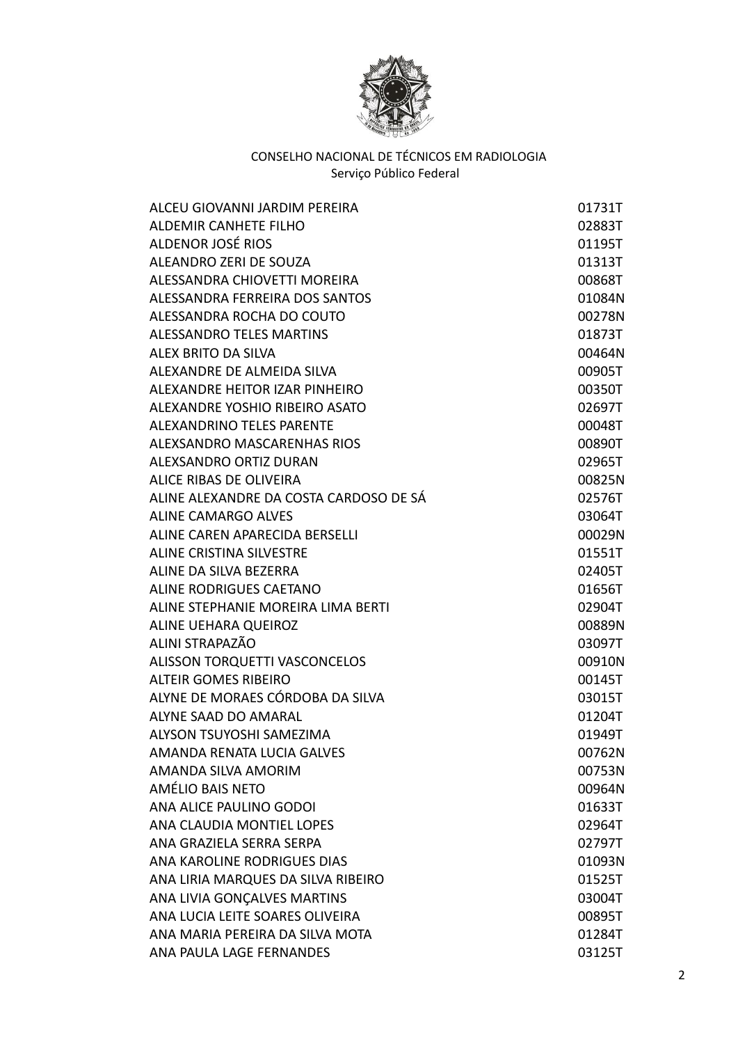CONSELHO NACIONAL DE TÉCNICOS EM RADIOLOGIA
Serviço Público Federal

| | |
|---|---|
| ALCEU GIOVANNI JARDIM PEREIRA | 01731T |
| ALDEMIR CANHETE FILHO | 02883T |
| ALDENOR JOSÉ RIOS | 01195T |
| ALEANDRO ZERI DE SOUZA | 01313T |
| ALESSANDRA CHIOVETTI MOREIRA | 00868T |
| ALESSANDRA FERREIRA DOS SANTOS | 01084N |
| ALESSANDRA ROCHA DO COUTO | 00278N |
| ALESSANDRO TELES MARTINS | 01873T |
| ALEX BRITO DA SILVA | 00464N |
| ALEXANDRE DE ALMEIDA SILVA | 00905T |
| ALEXANDRE HEITOR IZAR PINHEIRO | 00350T |
| ALEXANDRE YOSHIO RIBEIRO ASATO | 02697T |
| ALEXANDRINO TELES PARENTE | 00048T |
| ALEXSANDRO MASCARENHAS RIOS | 00890T |
| ALEXSANDRO ORTIZ DURAN | 02965T |
| ALICE RIBAS DE OLIVEIRA | 00825N |
| ALINE ALEXANDRE DA COSTA CARDOSO DE SÁ | 02576T |
| ALINE CAMARGO ALVES | 03064T |
| ALINE CAREN APARECIDA BERSELLI | 00029N |
| ALINE CRISTINA SILVESTRE | 01551T |
| ALINE DA SILVA BEZERRA | 02405T |
| ALINE RODRIGUES CAETANO | 01656T |
| ALINE STEPHANIE MOREIRA LIMA BERTI | 02904T |
| ALINE UEHARA QUEIROZ | 00889N |
| ALINI STRAPAZÃO | 03097T |
| ALISSON TORQUETTI VASCONCELOS | 00910N |
| ALTEIR GOMES RIBEIRO | 00145T |
| ALYNE DE MORAES CÓRDOBA DA SILVA | 03015T |
| ALYNE SAAD DO AMARAL | 01204T |
| ALYSON TSUYOSHI SAMEZIMA | 01949T |
| AMANDA RENATA LUCIA GALVES | 00762N |
| AMANDA SILVA AMORIM | 00753N |
| AMÉLIO BAIS NETO | 00964N |
| ANA ALICE PAULINO GODOI | 01633T |
| ANA CLAUDIA MONTIEL LOPES | 02964T |
| ANA GRAZIELA SERRA SERPA | 02797T |
| ANA KAROLINE RODRIGUES DIAS | 01093N |
| ANA LIRIA MARQUES DA SILVA RIBEIRO | 01525T |
| ANA LIVIA GONÇALVES MARTINS | 03004T |
| ANA LUCIA LEITE SOARES OLIVEIRA | 00895T |
| ANA MARIA PEREIRA DA SILVA MOTA | 01284T |
| ANA PAULA LAGE FERNANDES | 03125T |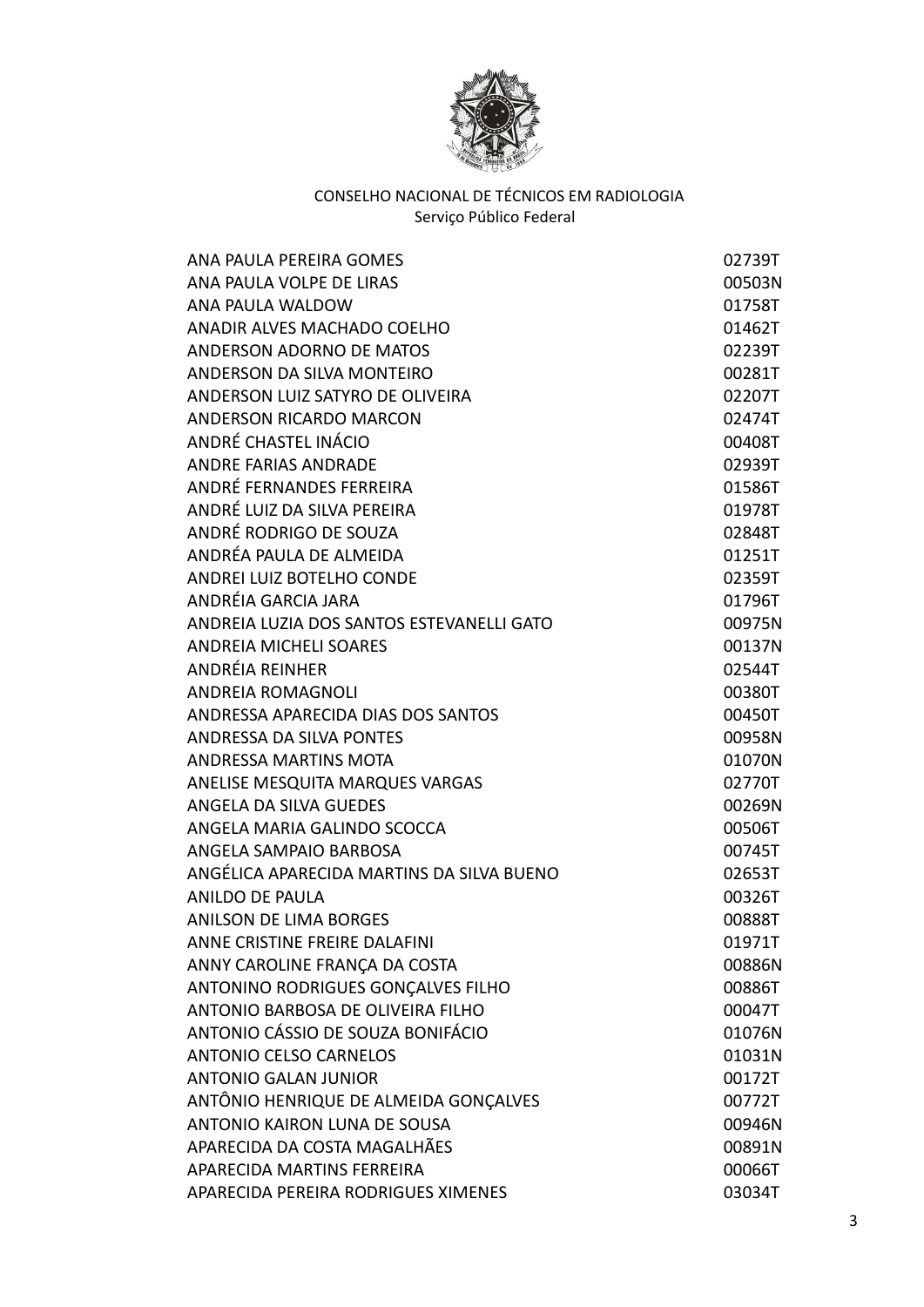CONSELHO NACIONAL DE TÉCNICOS EM RADIOLOGIA
Serviço Público Federal

| | |
|---|---|
| ANA PAULA PEREIRA GOMES | 02739T |
| ANA PAULA VOLPE DE LIRAS | 00503N |
| ANA PAULA WALDOW | 01758T |
| ANADIR ALVES MACHADO COELHO | 01462T |
| ANDERSON ADORNO DE MATOS | 02239T |
| ANDERSON DA SILVA MONTEIRO | 00281T |
| ANDERSON LUIZ SATYRO DE OLIVEIRA | 02207T |
| ANDERSON RICARDO MARCON | 02474T |
| ANDRÉ CHASTEL INÁCIO | 00408T |
| ANDRE FARIAS ANDRADE | 02939T |
| ANDRÉ FERNANDES FERREIRA | 01586T |
| ANDRÉ LUIZ DA SILVA PEREIRA | 01978T |
| ANDRÉ RODRIGO DE SOUZA | 02848T |
| ANDRÉA PAULA DE ALMEIDA | 01251T |
| ANDREI LUIZ BOTELHO CONDE | 02359T |
| ANDRÉIA GARCIA JARA | 01796T |
| ANDREIA LUZIA DOS SANTOS ESTEVANELLI GATO | 00975N |
| ANDREIA MICHELI SOARES | 00137N |
| ANDRÉIA REINHER | 02544T |
| ANDREIA ROMAGNOLI | 00380T |
| ANDRESSA APARECIDA DIAS DOS SANTOS | 00450T |
| ANDRESSA DA SILVA PONTES | 00958N |
| ANDRESSA MARTINS MOTA | 01070N |
| ANELISE MESQUITA MARQUES VARGAS | 02770T |
| ANGELA DA SILVA GUEDES | 00269N |
| ANGELA MARIA GALINDO SCOCCA | 00506T |
| ANGELA SAMPAIO BARBOSA | 00745T |
| ANGÉLICA APARECIDA MARTINS DA SILVA BUENO | 02653T |
| ANILDO DE PAULA | 00326T |
| ANILSON DE LIMA BORGES | 00888T |
| ANNE CRISTINE FREIRE DALAFINI | 01971T |
| ANNY CAROLINE FRANÇA DA COSTA | 00886N |
| ANTONINO RODRIGUES GONÇALVES FILHO | 00886T |
| ANTONIO BARBOSA DE OLIVEIRA FILHO | 00047T |
| ANTONIO CÁSSIO DE SOUZA BONIFÁCIO | 01076N |
| ANTONIO CELSO CARNELOS | 01031N |
| ANTONIO GALAN JUNIOR | 00172T |
| ANTÔNIO HENRIQUE DE ALMEIDA GONÇALVES | 00772T |
| ANTONIO KAIRON LUNA DE SOUSA | 00946N |
| APARECIDA DA COSTA MAGALHÃES | 00891N |
| APARECIDA MARTINS FERREIRA | 00066T |
| APARECIDA PEREIRA RODRIGUES XIMENES | 03034T |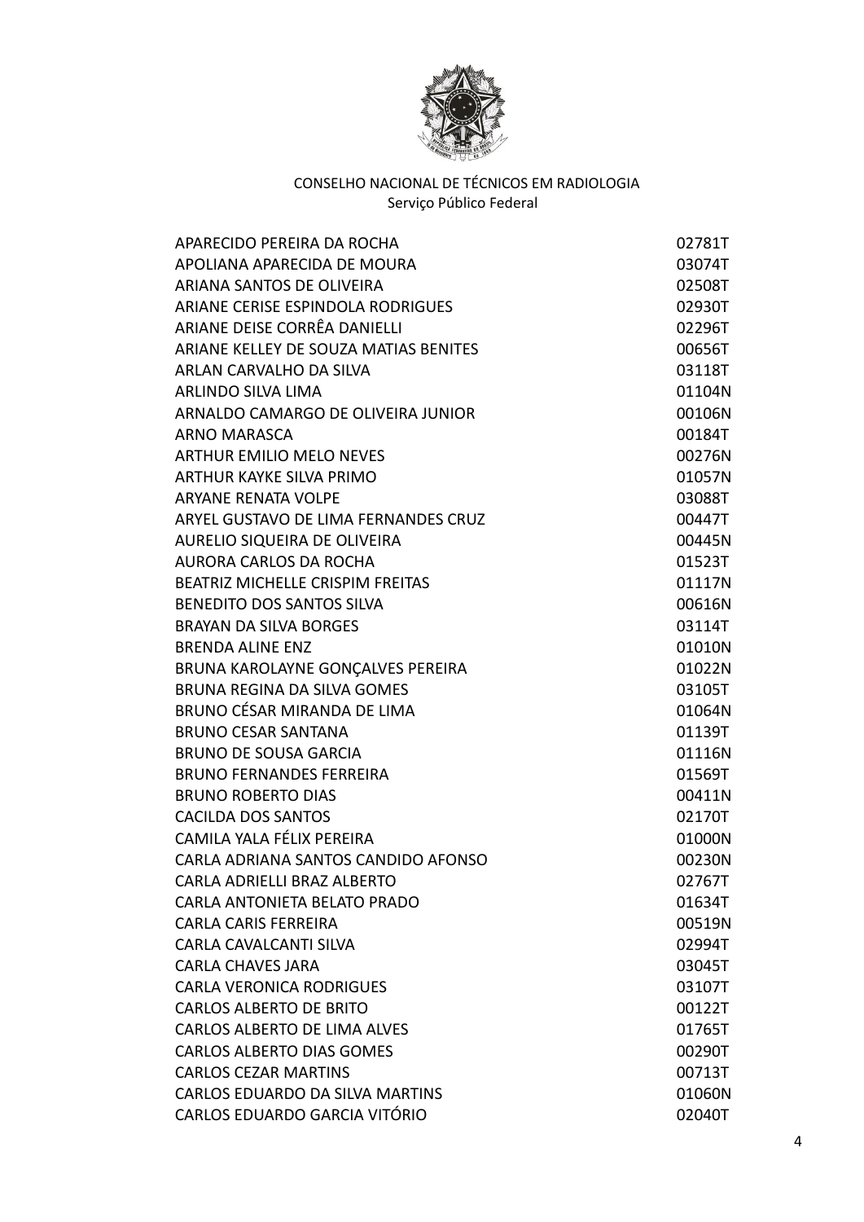CONSELHO NACIONAL DE TÉCNICOS EM RADIOLOGIA
Serviço Público Federal

| | |
|---|---|
| APARECIDO PEREIRA DA ROCHA | 02781T |
| APOLIANA APARECIDA DE MOURA | 03074T |
| ARIANA SANTOS DE OLIVEIRA | 02508T |
| ARIANE CERISE ESPINDOLA RODRIGUES | 02930T |
| ARIANE DEISE CORRÊA DANIELLI | 02296T |
| ARIANE KELLEY DE SOUZA MATIAS BENITES | 00656T |
| ARLAN CARVALHO DA SILVA | 03118T |
| ARLINDO SILVA LIMA | 01104N |
| ARNALDO CAMARGO DE OLIVEIRA JUNIOR | 00106N |
| ARNO MARASCA | 00184T |
| ARTHUR EMILIO MELO NEVES | 00276N |
| ARTHUR KAYKE SILVA PRIMO | 01057N |
| ARYANE RENATA VOLPE | 03088T |
| ARYEL GUSTAVO DE LIMA FERNANDES CRUZ | 00447T |
| AURELIO SIQUEIRA DE OLIVEIRA | 00445N |
| AURORA CARLOS DA ROCHA | 01523T |
| BEATRIZ MICHELLE CRISPIM FREITAS | 01117N |
| BENEDITO DOS SANTOS SILVA | 00616N |
| BRAYAN DA SILVA BORGES | 03114T |
| BRENDA ALINE ENZ | 01010N |
| BRUNA KAROLAYNE GONÇALVES PEREIRA | 01022N |
| BRUNA REGINA DA SILVA GOMES | 03105T |
| BRUNO CÉSAR MIRANDA DE LIMA | 01064N |
| BRUNO CESAR SANTANA | 01139T |
| BRUNO DE SOUSA GARCIA | 01116N |
| BRUNO FERNANDES FERREIRA | 01569T |
| BRUNO ROBERTO DIAS | 00411N |
| CACILDA DOS SANTOS | 02170T |
| CAMILA YALA FÉLIX PEREIRA | 01000N |
| CARLA ADRIANA SANTOS CANDIDO AFONSO | 00230N |
| CARLA ADRIELLI BRAZ ALBERTO | 02767T |
| CARLA ANTONIETA BELATO PRADO | 01634T |
| CARLA CARIS FERREIRA | 00519N |
| CARLA CAVALCANTI SILVA | 02994T |
| CARLA CHAVES JARA | 03045T |
| CARLA VERONICA RODRIGUES | 03107T |
| CARLOS ALBERTO DE BRITO | 00122T |
| CARLOS ALBERTO DE LIMA ALVES | 01765T |
| CARLOS ALBERTO DIAS GOMES | 00290T |
| CARLOS CEZAR MARTINS | 00713T |
| CARLOS EDUARDO DA SILVA MARTINS | 01060N |
| CARLOS EDUARDO GARCIA VITÓRIO | 02040T |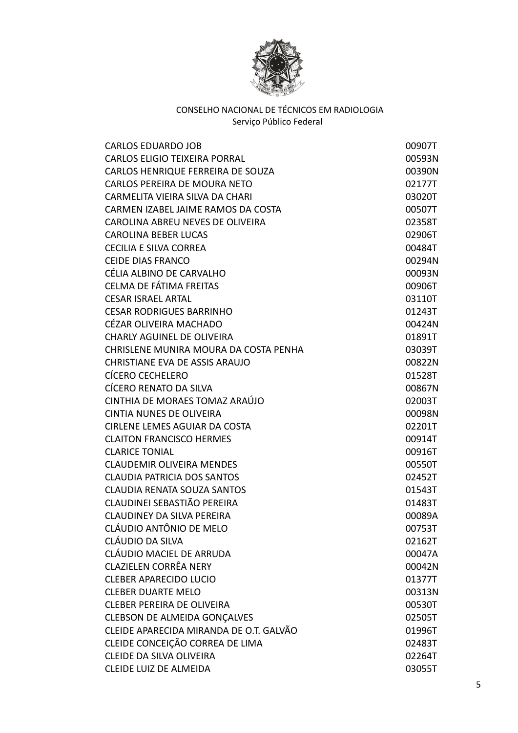CONSELHO NACIONAL DE TÉCNICOS EM RADIOLOGIA
Serviço Público Federal

| | |
|---|---|
| CARLOS EDUARDO JOB | 00907T |
| CARLOS ELIGIO TEIXEIRA PORRAL | 00593N |
| CARLOS HENRIQUE FERREIRA DE SOUZA | 00390N |
| CARLOS PEREIRA DE MOURA NETO | 02177T |
| CARMELITA VIEIRA SILVA DA CHARI | 03020T |
| CARMEN IZABEL JAIME RAMOS DA COSTA | 00507T |
| CAROLINA ABREU NEVES DE OLIVEIRA | 02358T |
| CAROLINA BEBER LUCAS | 02906T |
| CECILIA E SILVA CORREA | 00484T |
| CEIDE DIAS FRANCO | 00294N |
| CÉLIA ALBINO DE CARVALHO | 00093N |
| CELMA DE FÁTIMA FREITAS | 00906T |
| CESAR ISRAEL ARTAL | 03110T |
| CESAR RODRIGUES BARRINHO | 01243T |
| CÉZAR OLIVEIRA MACHADO | 00424N |
| CHARLY AGUINEL DE OLIVEIRA | 01891T |
| CHRISLENE MUNIRA MOURA DA COSTA PENHA | 03039T |
| CHRISTIANE EVA DE ASSIS ARAUJO | 00822N |
| CÍCERO CECHELERO | 01528T |
| CÍCERO RENATO DA SILVA | 00867N |
| CINTHIA DE MORAES TOMAZ ARAÚJO | 02003T |
| CINTIA NUNES DE OLIVEIRA | 00098N |
| CIRLENE LEMES AGUIAR DA COSTA | 02201T |
| CLAITON FRANCISCO HERMES | 00914T |
| CLARICE TONIAL | 00916T |
| CLAUDEMIR OLIVEIRA MENDES | 00550T |
| CLAUDIA PATRICIA DOS SANTOS | 02452T |
| CLAUDIA RENATA SOUZA SANTOS | 01543T |
| CLAUDINEI SEBASTIÃO PEREIRA | 01483T |
| CLAUDINEY DA SILVA PEREIRA | 00089A |
| CLÁUDIO ANTÔNIO DE MELO | 00753T |
| CLÁUDIO DA SILVA | 02162T |
| CLÁUDIO MACIEL DE ARRUDA | 00047A |
| CLAZIELEN CORRÊA NERY | 00042N |
| CLEBER APARECIDO LUCIO | 01377T |
| CLEBER DUARTE MELO | 00313N |
| CLEBER PEREIRA DE OLIVEIRA | 00530T |
| CLEBSON DE ALMEIDA GONÇALVES | 02505T |
| CLEIDE APARECIDA MIRANDA DE O.T. GALVÃO | 01996T |
| CLEIDE CONCEIÇÃO CORREA DE LIMA | 02483T |
| CLEIDE DA SILVA OLIVEIRA | 02264T |
| CLEIDE LUIZ DE ALMEIDA | 03055T |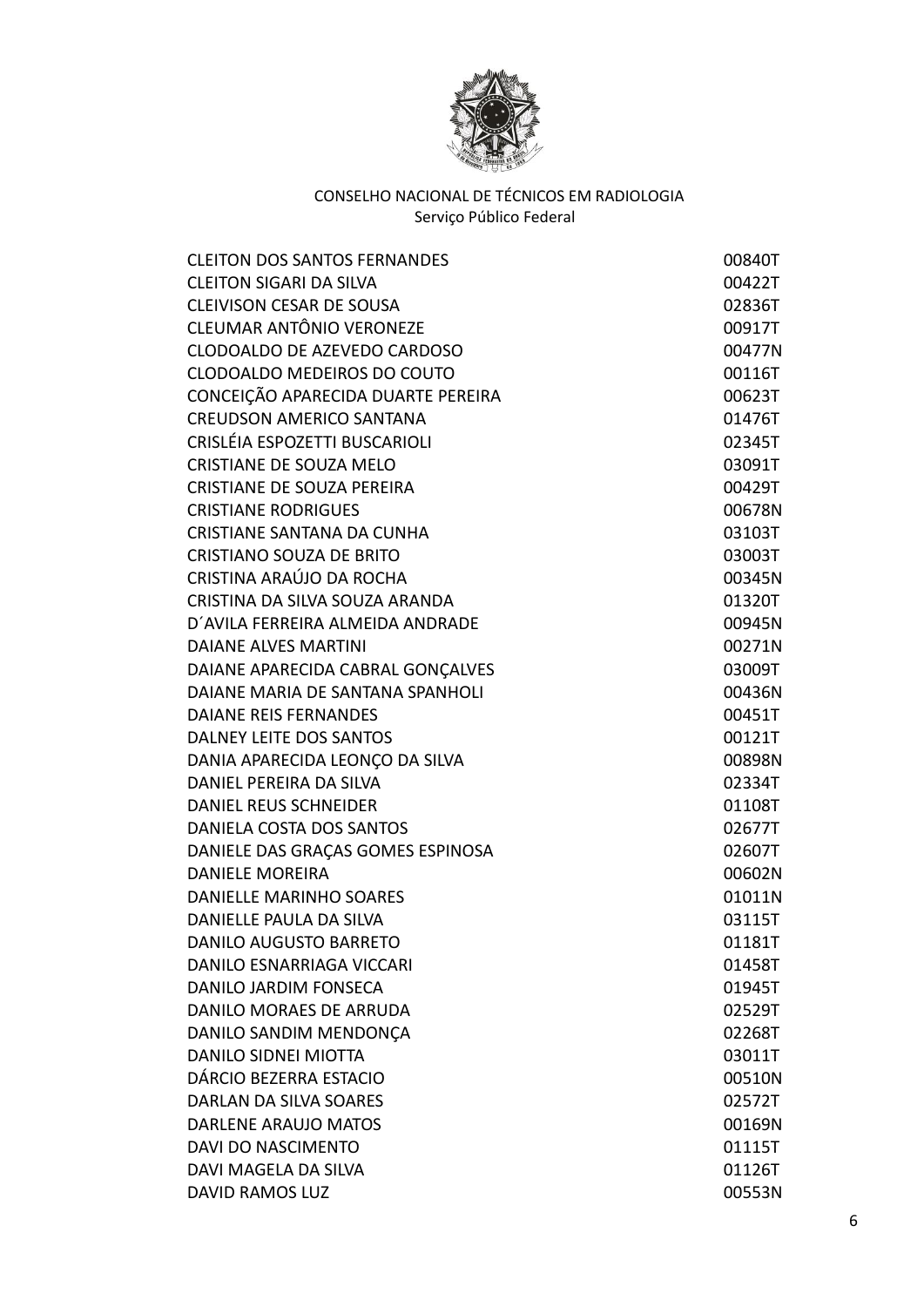CONSELHO NACIONAL DE TÉCNICOS EM RADIOLOGIA
Serviço Público Federal

| | |
|---|---|
| CLEITON DOS SANTOS FERNANDES | 00840T |
| CLEITON SIGARI DA SILVA | 00422T |
| CLEIVISON CESAR DE SOUSA | 02836T |
| CLEUMAR ANTÔNIO VERONEZE | 00917T |
| CLODOALDO DE AZEVEDO CARDOSO | 00477N |
| CLODOALDO MEDEIROS DO COUTO | 00116T |
| CONCEIÇÃO APARECIDA DUARTE PEREIRA | 00623T |
| CREUDSON AMERICO SANTANA | 01476T |
| CRISLÉIA ESPOZETTI BUSCARIOLI | 02345T |
| CRISTIANE DE SOUZA MELO | 03091T |
| CRISTIANE DE SOUZA PEREIRA | 00429T |
| CRISTIANE RODRIGUES | 00678N |
| CRISTIANE SANTANA DA CUNHA | 03103T |
| CRISTIANO SOUZA DE BRITO | 03003T |
| CRISTINA ARAÚJO DA ROCHA | 00345N |
| CRISTINA DA SILVA SOUZA ARANDA | 01320T |
| D´AVILA FERREIRA ALMEIDA ANDRADE | 00945N |
| DAIANE ALVES MARTINI | 00271N |
| DAIANE APARECIDA CABRAL GONÇALVES | 03009T |
| DAIANE MARIA DE SANTANA SPANHOLI | 00436N |
| DAIANE REIS FERNANDES | 00451T |
| DALNEY LEITE DOS SANTOS | 00121T |
| DANIA APARECIDA LEONÇO DA SILVA | 00898N |
| DANIEL PEREIRA DA SILVA | 02334T |
| DANIEL REUS SCHNEIDER | 01108T |
| DANIELA COSTA DOS SANTOS | 02677T |
| DANIELE DAS GRAÇAS GOMES ESPINOSA | 02607T |
| DANIELE MOREIRA | 00602N |
| DANIELLE MARINHO SOARES | 01011N |
| DANIELLE PAULA DA SILVA | 03115T |
| DANILO AUGUSTO BARRETO | 01181T |
| DANILO ESNARRIAGA VICCARI | 01458T |
| DANILO JARDIM FONSECA | 01945T |
| DANILO MORAES DE ARRUDA | 02529T |
| DANILO SANDIM MENDONÇA | 02268T |
| DANILO SIDNEI MIOTTA | 03011T |
| DÁRCIO BEZERRA ESTACIO | 00510N |
| DARLAN DA SILVA SOARES | 02572T |
| DARLENE ARAUJO MATOS | 00169N |
| DAVI DO NASCIMENTO | 01115T |
| DAVI MAGELA DA SILVA | 01126T |
| DAVID RAMOS LUZ | 00553N |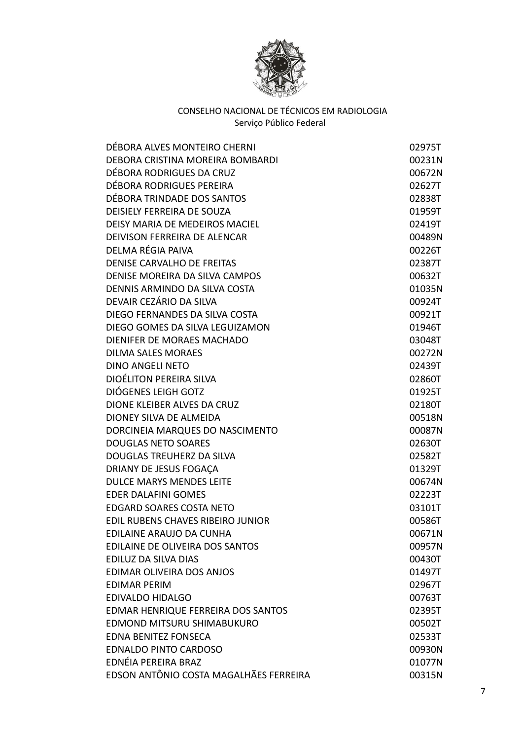CONSELHO NACIONAL DE TÉCNICOS EM RADIOLOGIA
Serviço Público Federal

| | |
|---|---|
| DÉBORA ALVES MONTEIRO CHERNI | 02975T |
| DEBORA CRISTINA MOREIRA BOMBARDI | 00231N |
| DÉBORA RODRIGUES DA CRUZ | 00672N |
| DÉBORA RODRIGUES PEREIRA | 02627T |
| DÉBORA TRINDADE DOS SANTOS | 02838T |
| DEISIELY FERREIRA DE SOUZA | 01959T |
| DEISY MARIA DE MEDEIROS MACIEL | 02419T |
| DEIVISON FERREIRA DE ALENCAR | 00489N |
| DELMA RÉGIA PAIVA | 00226T |
| DENISE CARVALHO DE FREITAS | 02387T |
| DENISE MOREIRA DA SILVA CAMPOS | 00632T |
| DENNIS ARMINDO DA SILVA COSTA | 01035N |
| DEVAIR CEZÁRIO DA SILVA | 00924T |
| DIEGO FERNANDES DA SILVA COSTA | 00921T |
| DIEGO GOMES DA SILVA LEGUIZAMON | 01946T |
| DIENIFER DE MORAES MACHADO | 03048T |
| DILMA SALES MORAES | 00272N |
| DINO ANGELI NETO | 02439T |
| DIOÉLITON PEREIRA SILVA | 02860T |
| DIÓGENES LEIGH GOTZ | 01925T |
| DIONE KLEIBER ALVES DA CRUZ | 02180T |
| DIONEY SILVA DE ALMEIDA | 00518N |
| DORCINEIA MARQUES DO NASCIMENTO | 00087N |
| DOUGLAS NETO SOARES | 02630T |
| DOUGLAS TREUHERZ DA SILVA | 02582T |
| DRIANY DE JESUS FOGAÇA | 01329T |
| DULCE MARYS MENDES LEITE | 00674N |
| EDER DALAFINI GOMES | 02223T |
| EDGARD SOARES COSTA NETO | 03101T |
| EDIL RUBENS CHAVES RIBEIRO JUNIOR | 00586T |
| EDILAINE ARAUJO DA CUNHA | 00671N |
| EDILAINE DE OLIVEIRA DOS SANTOS | 00957N |
| EDILUZ DA SILVA DIAS | 00430T |
| EDIMAR OLIVEIRA DOS ANJOS | 01497T |
| EDIMAR PERIM | 02967T |
| EDIVALDO HIDALGO | 00763T |
| EDMAR HENRIQUE FERREIRA DOS SANTOS | 02395T |
| EDMOND MITSURU SHIMABUKURO | 00502T |
| EDNA BENITEZ FONSECA | 02533T |
| EDNALDO PINTO CARDOSO | 00930N |
| EDNÉIA PEREIRA BRAZ | 01077N |
| EDSON ANTÔNIO COSTA MAGALHÃES FERREIRA | 00315N |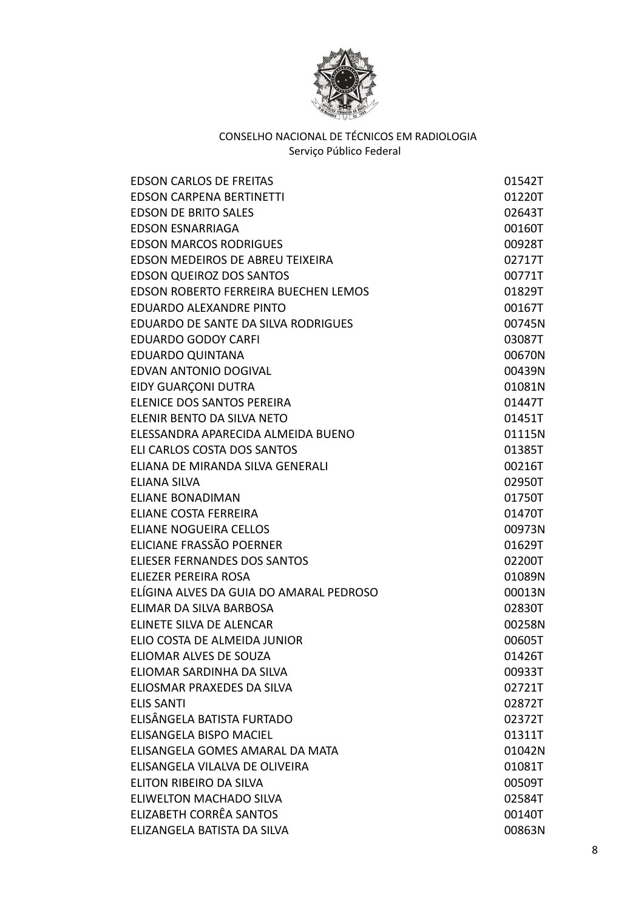CONSELHO NACIONAL DE TÉCNICOS EM RADIOLOGIA
Serviço Público Federal

| | |
|---|---|
| EDSON CARLOS DE FREITAS | 01542T |
| EDSON CARPENA BERTINETTI | 01220T |
| EDSON DE BRITO SALES | 02643T |
| EDSON ESNARRIAGA | 00160T |
| EDSON MARCOS RODRIGUES | 00928T |
| EDSON MEDEIROS DE ABREU TEIXEIRA | 02717T |
| EDSON QUEIROZ DOS SANTOS | 00771T |
| EDSON ROBERTO FERREIRA BUECHEN LEMOS | 01829T |
| EDUARDO ALEXANDRE PINTO | 00167T |
| EDUARDO DE SANTE DA SILVA RODRIGUES | 00745N |
| EDUARDO GODOY CARFI | 03087T |
| EDUARDO QUINTANA | 00670N |
| EDVAN ANTONIO DOGIVAL | 00439N |
| EIDY GUARÇONI DUTRA | 01081N |
| ELENICE DOS SANTOS PEREIRA | 01447T |
| ELENIR BENTO DA SILVA NETO | 01451T |
| ELESSANDRA APARECIDA ALMEIDA BUENO | 01115N |
| ELI CARLOS COSTA DOS SANTOS | 01385T |
| ELIANA DE MIRANDA SILVA GENERALI | 00216T |
| ELIANA SILVA | 02950T |
| ELIANE BONADIMAN | 01750T |
| ELIANE COSTA FERREIRA | 01470T |
| ELIANE NOGUEIRA CELLOS | 00973N |
| ELICIANE FRASSÃO POERNER | 01629T |
| ELIESER FERNANDES DOS SANTOS | 02200T |
| ELIEZER PEREIRA ROSA | 01089N |
| ELÍGINA ALVES DA GUIA DO AMARAL PEDROSO | 00013N |
| ELIMAR DA SILVA BARBOSA | 02830T |
| ELINETE SILVA DE ALENCAR | 00258N |
| ELIO COSTA DE ALMEIDA JUNIOR | 00605T |
| ELIOMAR ALVES DE SOUZA | 01426T |
| ELIOMAR SARDINHA DA SILVA | 00933T |
| ELIOSMAR PRAXEDES DA SILVA | 02721T |
| ELIS SANTI | 02872T |
| ELISÂNGELA BATISTA FURTADO | 02372T |
| ELISANGELA BISPO MACIEL | 01311T |
| ELISANGELA GOMES AMARAL DA MATA | 01042N |
| ELISANGELA VILALVA DE OLIVEIRA | 01081T |
| ELITON RIBEIRO DA SILVA | 00509T |
| ELIWELTON MACHADO SILVA | 02584T |
| ELIZABETH CORRÊA SANTOS | 00140T |
| ELIZANGELA BATISTA DA SILVA | 00863N |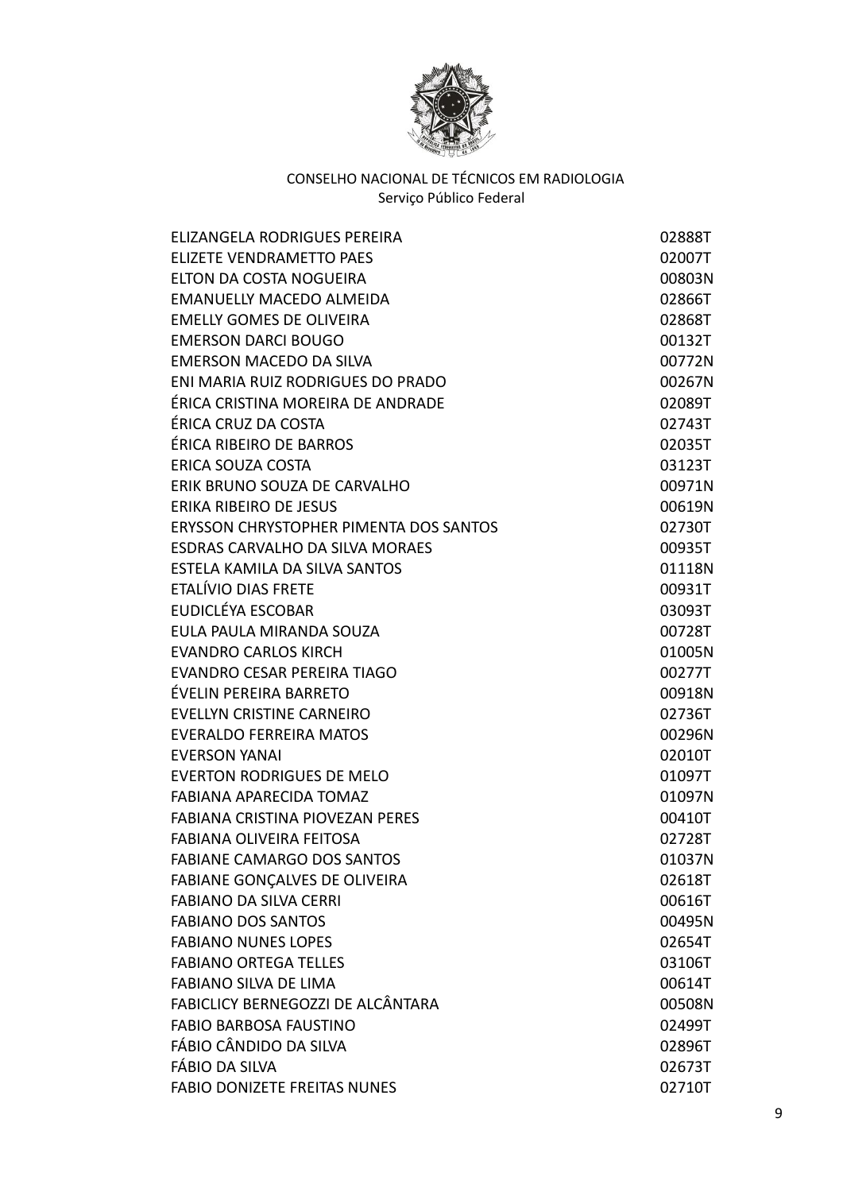CONSELHO NACIONAL DE TÉCNICOS EM RADIOLOGIA
Serviço Público Federal

| | |
|---|---|
| ELIZANGELA RODRIGUES PEREIRA | 02888T |
| ELIZETE VENDRAMETTO PAES | 02007T |
| ELTON DA COSTA NOGUEIRA | 00803N |
| EMANUELLY MACEDO ALMEIDA | 02866T |
| EMELLY GOMES DE OLIVEIRA | 02868T |
| EMERSON DARCI BOUGO | 00132T |
| EMERSON MACEDO DA SILVA | 00772N |
| ENI MARIA RUIZ RODRIGUES DO PRADO | 00267N |
| ÉRICA CRISTINA MOREIRA DE ANDRADE | 02089T |
| ÉRICA CRUZ DA COSTA | 02743T |
| ÉRICA RIBEIRO DE BARROS | 02035T |
| ERICA SOUZA COSTA | 03123T |
| ERIK BRUNO SOUZA DE CARVALHO | 00971N |
| ERIKA RIBEIRO DE JESUS | 00619N |
| ERYSSON CHRYSTOPHER PIMENTA DOS SANTOS | 02730T |
| ESDRAS CARVALHO DA SILVA MORAES | 00935T |
| ESTELA KAMILA DA SILVA SANTOS | 01118N |
| ETALÍVIO DIAS FRETE | 00931T |
| EUDICLÉYA ESCOBAR | 03093T |
| EULA PAULA MIRANDA SOUZA | 00728T |
| EVANDRO CARLOS KIRCH | 01005N |
| EVANDRO CESAR PEREIRA TIAGO | 00277T |
| ÉVELIN PEREIRA BARRETO | 00918N |
| EVELLYN CRISTINE CARNEIRO | 02736T |
| EVERALDO FERREIRA MATOS | 00296N |
| EVERSON YANAI | 02010T |
| EVERTON RODRIGUES DE MELO | 01097T |
| FABIANA APARECIDA TOMAZ | 01097N |
| FABIANA CRISTINA PIOVEZAN PERES | 00410T |
| FABIANA OLIVEIRA FEITOSA | 02728T |
| FABIANE CAMARGO DOS SANTOS | 01037N |
| FABIANE GONÇALVES DE OLIVEIRA | 02618T |
| FABIANO DA SILVA CERRI | 00616T |
| FABIANO DOS SANTOS | 00495N |
| FABIANO NUNES LOPES | 02654T |
| FABIANO ORTEGA TELLES | 03106T |
| FABIANO SILVA DE LIMA | 00614T |
| FABICLICY BERNEGOZZI DE ALCÂNTARA | 00508N |
| FABIO BARBOSA FAUSTINO | 02499T |
| FÁBIO CÂNDIDO DA SILVA | 02896T |
| FÁBIO DA SILVA | 02673T |
| FABIO DONIZETE FREITAS NUNES | 02710T |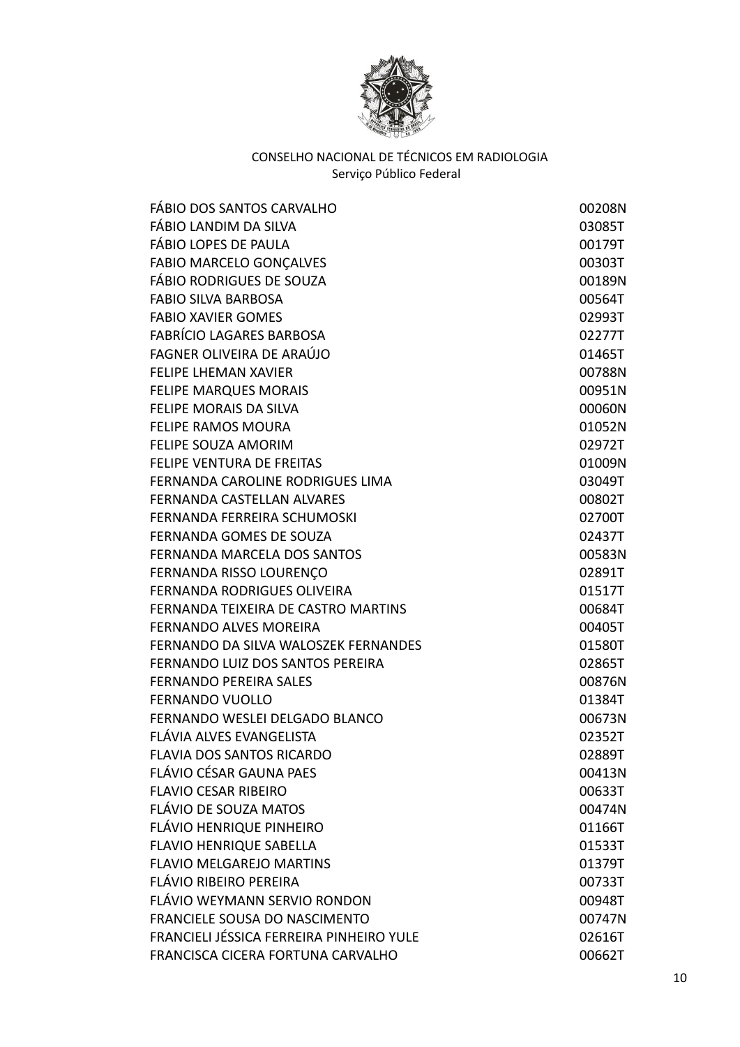CONSELHO NACIONAL DE TÉCNICOS EM RADIOLOGIA
Serviço Público Federal

| | |
|---|---|
| FÁBIO DOS SANTOS CARVALHO | 00208N |
| FÁBIO LANDIM DA SILVA | 03085T |
| FÁBIO LOPES DE PAULA | 00179T |
| FABIO MARCELO GONÇALVES | 00303T |
| FÁBIO RODRIGUES DE SOUZA | 00189N |
| FABIO SILVA BARBOSA | 00564T |
| FABIO XAVIER GOMES | 02993T |
| FABRÍCIO LAGARES BARBOSA | 02277T |
| FAGNER OLIVEIRA DE ARAÚJO | 01465T |
| FELIPE LHEMAN XAVIER | 00788N |
| FELIPE MARQUES MORAIS | 00951N |
| FELIPE MORAIS DA SILVA | 00060N |
| FELIPE RAMOS MOURA | 01052N |
| FELIPE SOUZA AMORIM | 02972T |
| FELIPE VENTURA DE FREITAS | 01009N |
| FERNANDA CAROLINE RODRIGUES LIMA | 03049T |
| FERNANDA CASTELLAN ALVARES | 00802T |
| FERNANDA FERREIRA SCHUMOSKI | 02700T |
| FERNANDA GOMES DE SOUZA | 02437T |
| FERNANDA MARCELA DOS SANTOS | 00583N |
| FERNANDA RISSO LOURENÇO | 02891T |
| FERNANDA RODRIGUES OLIVEIRA | 01517T |
| FERNANDA TEIXEIRA DE CASTRO MARTINS | 00684T |
| FERNANDO ALVES MOREIRA | 00405T |
| FERNANDO DA SILVA WALOSZEK FERNANDES | 01580T |
| FERNANDO LUIZ DOS SANTOS PEREIRA | 02865T |
| FERNANDO PEREIRA SALES | 00876N |
| FERNANDO VUOLLO | 01384T |
| FERNANDO WESLEI DELGADO BLANCO | 00673N |
| FLÁVIA ALVES EVANGELISTA | 02352T |
| FLAVIA DOS SANTOS RICARDO | 02889T |
| FLÁVIO CÉSAR GAUNA PAES | 00413N |
| FLAVIO CESAR RIBEIRO | 00633T |
| FLÁVIO DE SOUZA MATOS | 00474N |
| FLÁVIO HENRIQUE PINHEIRO | 01166T |
| FLAVIO HENRIQUE SABELLA | 01533T |
| FLAVIO MELGAREJO MARTINS | 01379T |
| FLÁVIO RIBEIRO PEREIRA | 00733T |
| FLÁVIO WEYMANN SERVIO RONDON | 00948T |
| FRANCIELE SOUSA DO NASCIMENTO | 00747N |
| FRANCIELI JÉSSICA FERREIRA PINHEIRO YULE | 02616T |
| FRANCISCA CICERA FORTUNA CARVALHO | 00662T |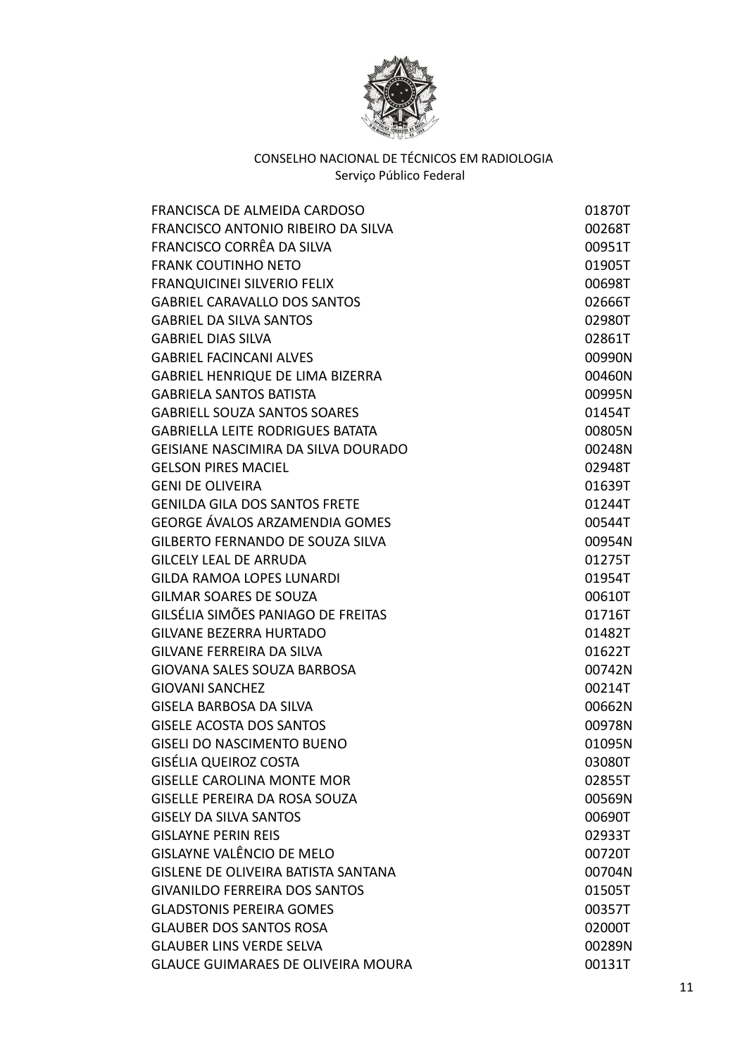CONSELHO NACIONAL DE TÉCNICOS EM RADIOLOGIA
Serviço Público Federal

| | |
|---|---|
| FRANCISCA DE ALMEIDA CARDOSO | 01870T |
| FRANCISCO ANTONIO RIBEIRO DA SILVA | 00268T |
| FRANCISCO CORRÊA DA SILVA | 00951T |
| FRANK COUTINHO NETO | 01905T |
| FRANQUICINEI SILVERIO FELIX | 00698T |
| GABRIEL CARAVALLO DOS SANTOS | 02666T |
| GABRIEL DA SILVA SANTOS | 02980T |
| GABRIEL DIAS SILVA | 02861T |
| GABRIEL FACINCANI ALVES | 00990N |
| GABRIEL HENRIQUE DE LIMA BIZERRA | 00460N |
| GABRIELA SANTOS BATISTA | 00995N |
| GABRIELL SOUZA SANTOS SOARES | 01454T |
| GABRIELLA LEITE RODRIGUES BATATA | 00805N |
| GEISIANE NASCIMIRA DA SILVA DOURADO | 00248N |
| GELSON PIRES MACIEL | 02948T |
| GENI DE OLIVEIRA | 01639T |
| GENILDA GILA DOS SANTOS FRETE | 01244T |
| GEORGE ÁVALOS ARZAMENDIA GOMES | 00544T |
| GILBERTO FERNANDO DE SOUZA SILVA | 00954N |
| GILCELY LEAL DE ARRUDA | 01275T |
| GILDA RAMOA LOPES LUNARDI | 01954T |
| GILMAR SOARES DE SOUZA | 00610T |
| GILSÉLIA SIMÕES PANIAGO DE FREITAS | 01716T |
| GILVANE BEZERRA HURTADO | 01482T |
| GILVANE FERREIRA DA SILVA | 01622T |
| GIOVANA SALES SOUZA BARBOSA | 00742N |
| GIOVANI SANCHEZ | 00214T |
| GISELA BARBOSA DA SILVA | 00662N |
| GISELE ACOSTA DOS SANTOS | 00978N |
| GISELI DO NASCIMENTO BUENO | 01095N |
| GISÉLIA QUEIROZ COSTA | 03080T |
| GISELLE CAROLINA MONTE MOR | 02855T |
| GISELLE PEREIRA DA ROSA SOUZA | 00569N |
| GISELY DA SILVA SANTOS | 00690T |
| GISLAYNE PERIN REIS | 02933T |
| GISLAYNE VALÊNCIO DE MELO | 00720T |
| GISLENE DE OLIVEIRA BATISTA SANTANA | 00704N |
| GIVANILDO FERREIRA DOS SANTOS | 01505T |
| GLADSTONIS PEREIRA GOMES | 00357T |
| GLAUBER DOS SANTOS ROSA | 02000T |
| GLAUBER LINS VERDE SELVA | 00289N |
| GLAUCE GUIMARAES DE OLIVEIRA MOURA | 00131T |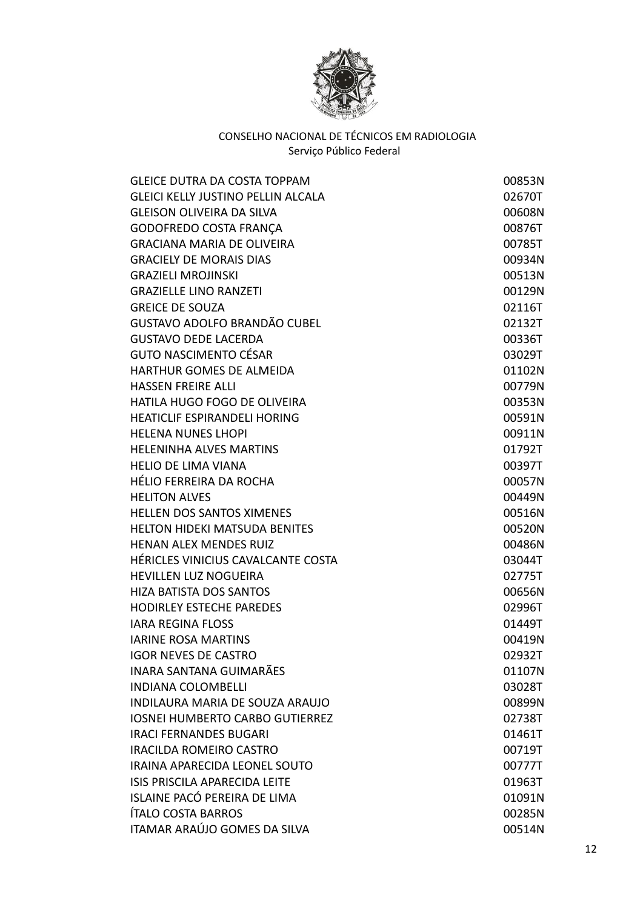CONSELHO NACIONAL DE TÉCNICOS EM RADIOLOGIA
Serviço Público Federal

| | |
|---|---|
| GLEICE DUTRA DA COSTA TOPPAM | 00853N |
| GLEICI KELLY JUSTINO PELLIN ALCALA | 02670T |
| GLEISON OLIVEIRA DA SILVA | 00608N |
| GODOFREDO COSTA FRANÇA | 00876T |
| GRACIANA MARIA DE OLIVEIRA | 00785T |
| GRACIELY DE MORAIS DIAS | 00934N |
| GRAZIELI MROJINSKI | 00513N |
| GRAZIELLE LINO RANZETI | 00129N |
| GREICE DE SOUZA | 02116T |
| GUSTAVO ADOLFO BRANDÃO CUBEL | 02132T |
| GUSTAVO DEDE LACERDA | 00336T |
| GUTO NASCIMENTO CÉSAR | 03029T |
| HARTHUR GOMES DE ALMEIDA | 01102N |
| HASSEN FREIRE ALLI | 00779N |
| HATILA HUGO FOGO DE OLIVEIRA | 00353N |
| HEATICLIF ESPIRANDELI HORING | 00591N |
| HELENA NUNES LHOPI | 00911N |
| HELENINHA ALVES MARTINS | 01792T |
| HELIO DE LIMA VIANA | 00397T |
| HÉLIO FERREIRA DA ROCHA | 00057N |
| HELITON ALVES | 00449N |
| HELLEN DOS SANTOS XIMENES | 00516N |
| HELTON HIDEKI MATSUDA BENITES | 00520N |
| HENAN ALEX MENDES RUIZ | 00486N |
| HÉRICLES VINICIUS CAVALCANTE COSTA | 03044T |
| HEVILLEN LUZ NOGUEIRA | 02775T |
| HIZA BATISTA DOS SANTOS | 00656N |
| HODIRLEY ESTECHE PAREDES | 02996T |
| IARA REGINA FLOSS | 01449T |
| IARINE ROSA MARTINS | 00419N |
| IGOR NEVES DE CASTRO | 02932T |
| INARA SANTANA GUIMARÃES | 01107N |
| INDIANA COLOMBELLI | 03028T |
| INDILAURA MARIA DE SOUZA ARAUJO | 00899N |
| IOSNEI HUMBERTO CARBO GUTIERREZ | 02738T |
| IRACI FERNANDES BUGARI | 01461T |
| IRACILDA ROMEIRO CASTRO | 00719T |
| IRAINA APARECIDA LEONEL SOUTO | 00777T |
| ISIS PRISCILA APARECIDA LEITE | 01963T |
| ISLAINE PACÓ PEREIRA DE LIMA | 01091N |
| ÍTALO COSTA BARROS | 00285N |
| ITAMAR ARAÚJO GOMES DA SILVA | 00514N |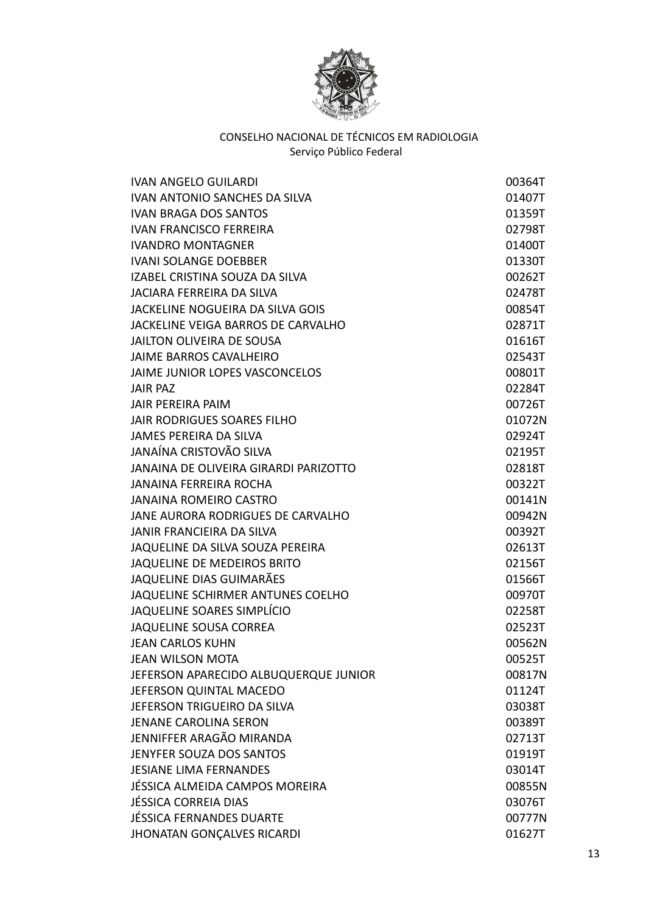CONSELHO NACIONAL DE TÉCNICOS EM RADIOLOGIA
Serviço Público Federal

| | |
|---|---|
| IVAN ANGELO GUILARDI | 00364T |
| IVAN ANTONIO SANCHES DA SILVA | 01407T |
| IVAN BRAGA DOS SANTOS | 01359T |
| IVAN FRANCISCO FERREIRA | 02798T |
| IVANDRO MONTAGNER | 01400T |
| IVANI SOLANGE DOEBBER | 01330T |
| IZABEL CRISTINA SOUZA DA SILVA | 00262T |
| JACIARA FERREIRA DA SILVA | 02478T |
| JACKELINE NOGUEIRA DA SILVA GOIS | 00854T |
| JACKELINE VEIGA BARROS DE CARVALHO | 02871T |
| JAILTON OLIVEIRA DE SOUSA | 01616T |
| JAIME BARROS CAVALHEIRO | 02543T |
| JAIME JUNIOR LOPES VASCONCELOS | 00801T |
| JAIR PAZ | 02284T |
| JAIR PEREIRA PAIM | 00726T |
| JAIR RODRIGUES SOARES FILHO | 01072N |
| JAMES PEREIRA DA SILVA | 02924T |
| JANAÍNA CRISTOVÃO SILVA | 02195T |
| JANAINA DE OLIVEIRA GIRARDI PARIZOTTO | 02818T |
| JANAINA FERREIRA ROCHA | 00322T |
| JANAINA ROMEIRO CASTRO | 00141N |
| JANE AURORA RODRIGUES DE CARVALHO | 00942N |
| JANIR FRANCIEIRA DA SILVA | 00392T |
| JAQUELINE DA SILVA SOUZA PEREIRA | 02613T |
| JAQUELINE DE MEDEIROS BRITO | 02156T |
| JAQUELINE DIAS GUIMARÃES | 01566T |
| JAQUELINE SCHIRMER ANTUNES COELHO | 00970T |
| JAQUELINE SOARES SIMPLÍCIO | 02258T |
| JAQUELINE SOUSA CORREA | 02523T |
| JEAN CARLOS KUHN | 00562N |
| JEAN WILSON MOTA | 00525T |
| JEFERSON APARECIDO ALBUQUERQUE JUNIOR | 00817N |
| JEFERSON QUINTAL MACEDO | 01124T |
| JEFERSON TRIGUEIRO DA SILVA | 03038T |
| JENANE CAROLINA SERON | 00389T |
| JENNIFFER ARAGÃO MIRANDA | 02713T |
| JENYFER SOUZA DOS SANTOS | 01919T |
| JESIANE LIMA FERNANDES | 03014T |
| JÉSSICA ALMEIDA CAMPOS MOREIRA | 00855N |
| JÉSSICA CORREIA DIAS | 03076T |
| JÉSSICA FERNANDES DUARTE | 00777N |
| JHONATAN GONÇALVES RICARDI | 01627T |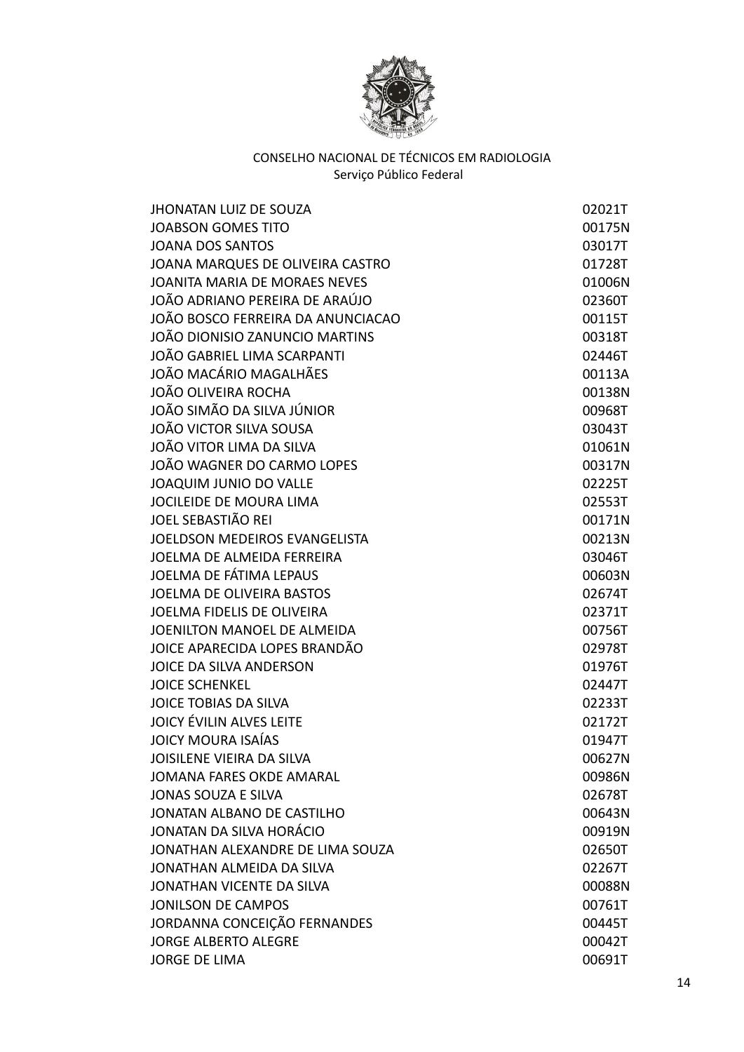CONSELHO NACIONAL DE TÉCNICOS EM RADIOLOGIA
Serviço Público Federal

| | |
|---|---|
| JHONATAN LUIZ DE SOUZA | 02021T |
| JOABSON GOMES TITO | 00175N |
| JOANA DOS SANTOS | 03017T |
| JOANA MARQUES DE OLIVEIRA CASTRO | 01728T |
| JOANITA MARIA DE MORAES NEVES | 01006N |
| JOÃO ADRIANO PEREIRA DE ARAÚJO | 02360T |
| JOÃO BOSCO FERREIRA DA ANUNCIACAO | 00115T |
| JOÃO DIONISIO ZANUNCIO MARTINS | 00318T |
| JOÃO GABRIEL LIMA SCARPANTI | 02446T |
| JOÃO MACÁRIO MAGALHÃES | 00113A |
| JOÃO OLIVEIRA ROCHA | 00138N |
| JOÃO SIMÃO DA SILVA JÚNIOR | 00968T |
| JOÃO VICTOR SILVA SOUSA | 03043T |
| JOÃO VITOR LIMA DA SILVA | 01061N |
| JOÃO WAGNER DO CARMO LOPES | 00317N |
| JOAQUIM JUNIO DO VALLE | 02225T |
| JOCILEIDE DE MOURA LIMA | 02553T |
| JOEL SEBASTIÃO REI | 00171N |
| JOELDSON MEDEIROS EVANGELISTA | 00213N |
| JOELMA DE ALMEIDA FERREIRA | 03046T |
| JOELMA DE FÁTIMA LEPAUS | 00603N |
| JOELMA DE OLIVEIRA BASTOS | 02674T |
| JOELMA FIDELIS DE OLIVEIRA | 02371T |
| JOENILTON MANOEL DE ALMEIDA | 00756T |
| JOICE APARECIDA LOPES BRANDÃO | 02978T |
| JOICE DA SILVA ANDERSON | 01976T |
| JOICE SCHENKEL | 02447T |
| JOICE TOBIAS DA SILVA | 02233T |
| JOICY ÉVILIN ALVES LEITE | 02172T |
| JOICY MOURA ISAÍAS | 01947T |
| JOISILENE VIEIRA DA SILVA | 00627N |
| JOMANA FARES OKDE AMARAL | 00986N |
| JONAS SOUZA E SILVA | 02678T |
| JONATAN ALBANO DE CASTILHO | 00643N |
| JONATAN DA SILVA HORÁCIO | 00919N |
| JONATHAN ALEXANDRE DE LIMA SOUZA | 02650T |
| JONATHAN ALMEIDA DA SILVA | 02267T |
| JONATHAN VICENTE DA SILVA | 00088N |
| JONILSON DE CAMPOS | 00761T |
| JORDANNA CONCEIÇÃO FERNANDES | 00445T |
| JORGE ALBERTO ALEGRE | 00042T |
| JORGE DE LIMA | 00691T |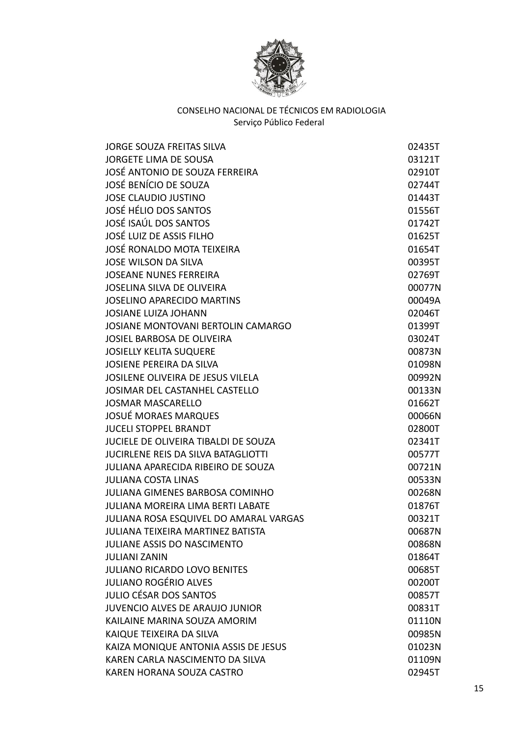CONSELHO NACIONAL DE TÉCNICOS EM RADIOLOGIA
Serviço Público Federal

| | |
|---|---|
| JORGE SOUZA FREITAS SILVA | 02435T |
| JORGETE LIMA DE SOUSA | 03121T |
| JOSÉ ANTONIO DE SOUZA FERREIRA | 02910T |
| JOSÉ BENÍCIO DE SOUZA | 02744T |
| JOSE CLAUDIO JUSTINO | 01443T |
| JOSÉ HÉLIO DOS SANTOS | 01556T |
| JOSÉ ISAÚL DOS SANTOS | 01742T |
| JOSÉ LUIZ DE ASSIS FILHO | 01625T |
| JOSÉ RONALDO MOTA TEIXEIRA | 01654T |
| JOSE WILSON DA SILVA | 00395T |
| JOSEANE NUNES FERREIRA | 02769T |
| JOSELINA SILVA DE OLIVEIRA | 00077N |
| JOSELINO APARECIDO MARTINS | 00049A |
| JOSIANE LUIZA JOHANN | 02046T |
| JOSIANE MONTOVANI BERTOLIN CAMARGO | 01399T |
| JOSIEL BARBOSA DE OLIVEIRA | 03024T |
| JOSIELLY KELITA SUQUERE | 00873N |
| JOSIENE PEREIRA DA SILVA | 01098N |
| JOSILENE OLIVEIRA DE JESUS VILELA | 00992N |
| JOSIMAR DEL CASTANHEL CASTELLO | 00133N |
| JOSMAR MASCARELLO | 01662T |
| JOSUÉ MORAES MARQUES | 00066N |
| JUCELI STOPPEL BRANDT | 02800T |
| JUCIELE DE OLIVEIRA TIBALDI DE SOUZA | 02341T |
| JUCIRLENE REIS DA SILVA BATAGLIOTTI | 00577T |
| JULIANA APARECIDA RIBEIRO DE SOUZA | 00721N |
| JULIANA COSTA LINAS | 00533N |
| JULIANA GIMENES BARBOSA COMINHO | 00268N |
| JULIANA MOREIRA LIMA BERTI LABATE | 01876T |
| JULIANA ROSA ESQUIVEL DO AMARAL VARGAS | 00321T |
| JULIANA TEIXEIRA MARTINEZ BATISTA | 00687N |
| JULIANE ASSIS DO NASCIMENTO | 00868N |
| JULIANI ZANIN | 01864T |
| JULIANO RICARDO LOVO BENITES | 00685T |
| JULIANO ROGÉRIO ALVES | 00200T |
| JULIO CÉSAR DOS SANTOS | 00857T |
| JUVENCIO ALVES DE ARAUJO JUNIOR | 00831T |
| KAILAINE MARINA SOUZA AMORIM | 01110N |
| KAIQUE TEIXEIRA DA SILVA | 00985N |
| KAIZA MONIQUE ANTONIA ASSIS DE JESUS | 01023N |
| KAREN CARLA NASCIMENTO DA SILVA | 01109N |
| KAREN HORANA SOUZA CASTRO | 02945T |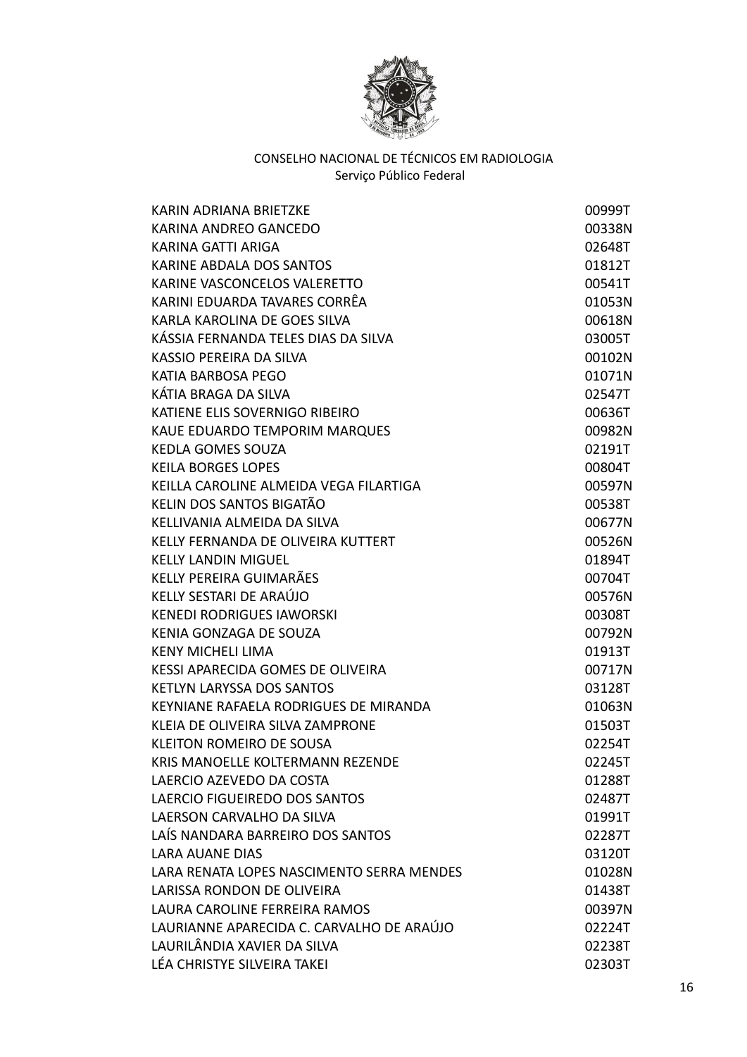CONSELHO NACIONAL DE TÉCNICOS EM RADIOLOGIA
Serviço Público Federal

| | |
|---|---|
| KARIN ADRIANA BRIETZKE | 00999T |
| KARINA ANDREO GANCEDO | 00338N |
| KARINA GATTI ARIGA | 02648T |
| KARINE ABDALA DOS SANTOS | 01812T |
| KARINE VASCONCELOS VALERETTO | 00541T |
| KARINI EDUARDA TAVARES CORRÊA | 01053N |
| KARLA KAROLINA DE GOES SILVA | 00618N |
| KÁSSIA FERNANDA TELES DIAS DA SILVA | 03005T |
| KASSIO PEREIRA DA SILVA | 00102N |
| KATIA BARBOSA PEGO | 01071N |
| KÁTIA BRAGA DA SILVA | 02547T |
| KATIENE ELIS SOVERNIGO RIBEIRO | 00636T |
| KAUE EDUARDO TEMPORIM MARQUES | 00982N |
| KEDLA GOMES SOUZA | 02191T |
| KEILA BORGES LOPES | 00804T |
| KEILLA CAROLINE ALMEIDA VEGA FILARTIGA | 00597N |
| KELIN DOS SANTOS BIGATÃO | 00538T |
| KELLIVANIA ALMEIDA DA SILVA | 00677N |
| KELLY FERNANDA DE OLIVEIRA KUTTERT | 00526N |
| KELLY LANDIN MIGUEL | 01894T |
| KELLY PEREIRA GUIMARÃES | 00704T |
| KELLY SESTARI DE ARAÚJO | 00576N |
| KENEDI RODRIGUES IAWORSKI | 00308T |
| KENIA GONZAGA DE SOUZA | 00792N |
| KENY MICHELI LIMA | 01913T |
| KESSI APARECIDA GOMES DE OLIVEIRA | 00717N |
| KETLYN LARYSSA DOS SANTOS | 03128T |
| KEYNIANE RAFAELA RODRIGUES DE MIRANDA | 01063N |
| KLEIA DE OLIVEIRA SILVA ZAMPRONE | 01503T |
| KLEITON ROMEIRO DE SOUSA | 02254T |
| KRIS MANOELLE KOLTERMANN REZENDE | 02245T |
| LAERCIO AZEVEDO DA COSTA | 01288T |
| LAERCIO FIGUEIREDO DOS SANTOS | 02487T |
| LAERSON CARVALHO DA SILVA | 01991T |
| LAÍS NANDARA BARREIRO DOS SANTOS | 02287T |
| LARA AUANE DIAS | 03120T |
| LARA RENATA LOPES NASCIMENTO SERRA MENDES | 01028N |
| LARISSA RONDON DE OLIVEIRA | 01438T |
| LAURA CAROLINE FERREIRA RAMOS | 00397N |
| LAURIANNE APARECIDA C. CARVALHO DE ARAÚJO | 02224T |
| LAURILÂNDIA XAVIER DA SILVA | 02238T |
| LÉA CHRISTYE SILVEIRA TAKEI | 02303T |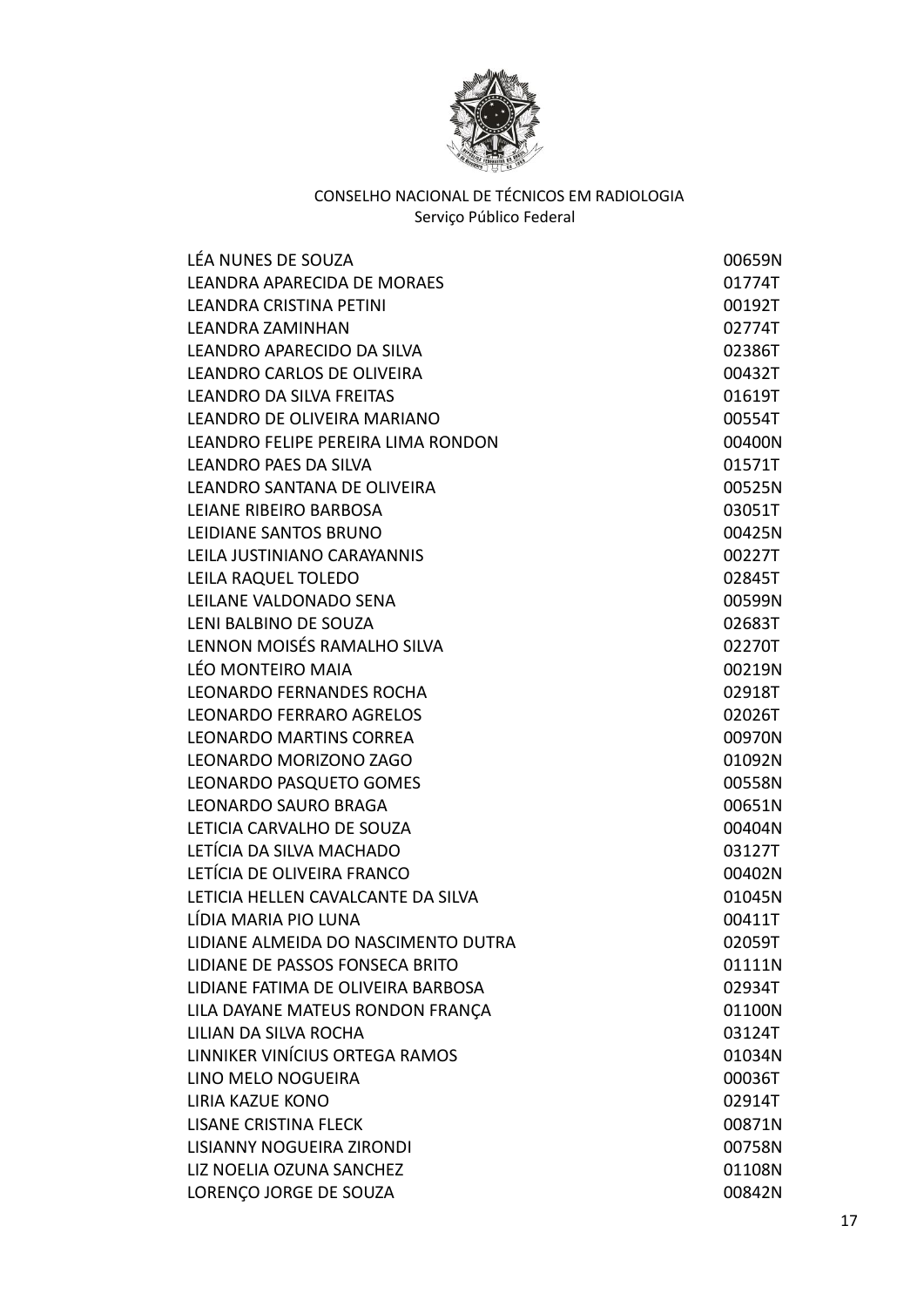CONSELHO NACIONAL DE TÉCNICOS EM RADIOLOGIA
Serviço Público Federal

| | |
|---|---|
| LÉA NUNES DE SOUZA | 00659N |
| LEANDRA APARECIDA DE MORAES | 01774T |
| LEANDRA CRISTINA PETINI | 00192T |
| LEANDRA ZAMINHAN | 02774T |
| LEANDRO APARECIDO DA SILVA | 02386T |
| LEANDRO CARLOS DE OLIVEIRA | 00432T |
| LEANDRO DA SILVA FREITAS | 01619T |
| LEANDRO DE OLIVEIRA MARIANO | 00554T |
| LEANDRO FELIPE PEREIRA LIMA RONDON | 00400N |
| LEANDRO PAES DA SILVA | 01571T |
| LEANDRO SANTANA DE OLIVEIRA | 00525N |
| LEIANE RIBEIRO BARBOSA | 03051T |
| LEIDIANE SANTOS BRUNO | 00425N |
| LEILA JUSTINIANO CARAYANNIS | 00227T |
| LEILA RAQUEL TOLEDO | 02845T |
| LEILANE VALDONADO SENA | 00599N |
| LENI BALBINO DE SOUZA | 02683T |
| LENNON MOISÉS RAMALHO SILVA | 02270T |
| LÉO MONTEIRO MAIA | 00219N |
| LEONARDO FERNANDES ROCHA | 02918T |
| LEONARDO FERRARO AGRELOS | 02026T |
| LEONARDO MARTINS CORREA | 00970N |
| LEONARDO MORIZONO ZAGO | 01092N |
| LEONARDO PASQUETO GOMES | 00558N |
| LEONARDO SAURO BRAGA | 00651N |
| LETICIA CARVALHO DE SOUZA | 00404N |
| LETÍCIA DA SILVA MACHADO | 03127T |
| LETÍCIA DE OLIVEIRA FRANCO | 00402N |
| LETICIA HELLEN CAVALCANTE DA SILVA | 01045N |
| LÍDIA MARIA PIO LUNA | 00411T |
| LIDIANE ALMEIDA DO NASCIMENTO DUTRA | 02059T |
| LIDIANE DE PASSOS FONSECA BRITO | 01111N |
| LIDIANE FATIMA DE OLIVEIRA BARBOSA | 02934T |
| LILA DAYANE MATEUS RONDON FRANÇA | 01100N |
| LILIAN DA SILVA ROCHA | 03124T |
| LINNIKER VINÍCIUS ORTEGA RAMOS | 01034N |
| LINO MELO NOGUEIRA | 00036T |
| LIRIA KAZUE KONO | 02914T |
| LISANE CRISTINA FLECK | 00871N |
| LISIANNY NOGUEIRA ZIRONDI | 00758N |
| LIZ NOELIA OZUNA SANCHEZ | 01108N |
| LORENÇO JORGE DE SOUZA | 00842N |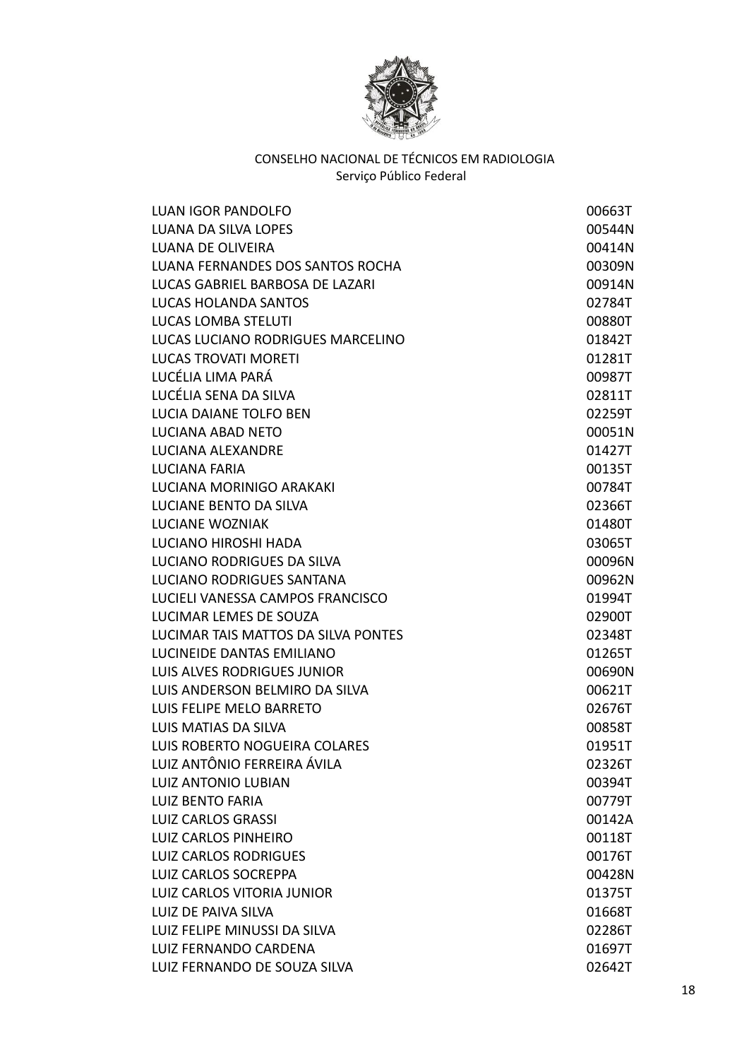CONSELHO NACIONAL DE TÉCNICOS EM RADIOLOGIA
Serviço Público Federal

| | |
|---|---|
| LUAN IGOR PANDOLFO | 00663T |
| LUANA DA SILVA LOPES | 00544N |
| LUANA DE OLIVEIRA | 00414N |
| LUANA FERNANDES DOS SANTOS ROCHA | 00309N |
| LUCAS GABRIEL BARBOSA DE LAZARI | 00914N |
| LUCAS HOLANDA SANTOS | 02784T |
| LUCAS LOMBA STELUTI | 00880T |
| LUCAS LUCIANO RODRIGUES MARCELINO | 01842T |
| LUCAS TROVATI MORETI | 01281T |
| LUCÉLIA LIMA PARÁ | 00987T |
| LUCÉLIA SENA DA SILVA | 02811T |
| LUCIA DAIANE TOLFO BEN | 02259T |
| LUCIANA ABAD NETO | 00051N |
| LUCIANA ALEXANDRE | 01427T |
| LUCIANA FARIA | 00135T |
| LUCIANA MORINIGO ARAKAKI | 00784T |
| LUCIANE BENTO DA SILVA | 02366T |
| LUCIANE WOZNIAK | 01480T |
| LUCIANO HIROSHI HADA | 03065T |
| LUCIANO RODRIGUES DA SILVA | 00096N |
| LUCIANO RODRIGUES SANTANA | 00962N |
| LUCIELI VANESSA CAMPOS FRANCISCO | 01994T |
| LUCIMAR LEMES DE SOUZA | 02900T |
| LUCIMAR TAIS MATTOS DA SILVA PONTES | 02348T |
| LUCINEIDE DANTAS EMILIANO | 01265T |
| LUIS ALVES RODRIGUES JUNIOR | 00690N |
| LUIS ANDERSON BELMIRO DA SILVA | 00621T |
| LUIS FELIPE MELO BARRETO | 02676T |
| LUIS MATIAS DA SILVA | 00858T |
| LUIS ROBERTO NOGUEIRA COLARES | 01951T |
| LUIZ ANTÔNIO FERREIRA ÁVILA | 02326T |
| LUIZ ANTONIO LUBIAN | 00394T |
| LUIZ BENTO FARIA | 00779T |
| LUIZ CARLOS GRASSI | 00142A |
| LUIZ CARLOS PINHEIRO | 00118T |
| LUIZ CARLOS RODRIGUES | 00176T |
| LUIZ CARLOS SOCREPPA | 00428N |
| LUIZ CARLOS VITORIA JUNIOR | 01375T |
| LUIZ DE PAIVA SILVA | 01668T |
| LUIZ FELIPE MINUSSI DA SILVA | 02286T |
| LUIZ FERNANDO CARDENA | 01697T |
| LUIZ FERNANDO DE SOUZA SILVA | 02642T |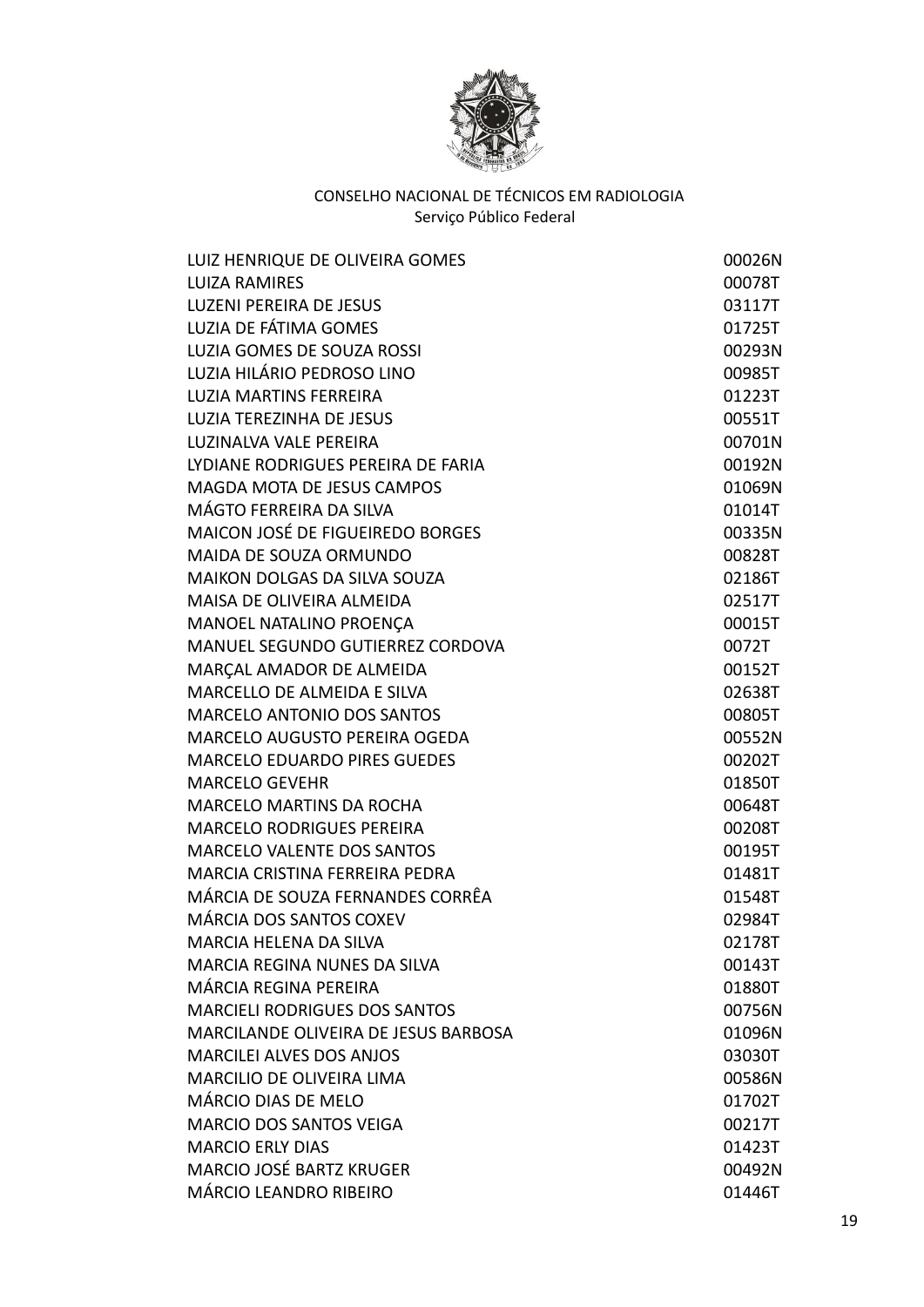CONSELHO NACIONAL DE TÉCNICOS EM RADIOLOGIA
Serviço Público Federal

| | |
|---|---|
| LUIZ HENRIQUE DE OLIVEIRA GOMES | 00026N |
| LUIZA RAMIRES | 00078T |
| LUZENI PEREIRA DE JESUS | 03117T |
| LUZIA DE FÁTIMA GOMES | 01725T |
| LUZIA GOMES DE SOUZA ROSSI | 00293N |
| LUZIA HILÁRIO PEDROSO LINO | 00985T |
| LUZIA MARTINS FERREIRA | 01223T |
| LUZIA TEREZINHA DE JESUS | 00551T |
| LUZINALVA VALE PEREIRA | 00701N |
| LYDIANE RODRIGUES PEREIRA DE FARIA | 00192N |
| MAGDA MOTA DE JESUS CAMPOS | 01069N |
| MÁGTO FERREIRA DA SILVA | 01014T |
| MAICON JOSÉ DE FIGUEIREDO BORGES | 00335N |
| MAIDA DE SOUZA ORMUNDO | 00828T |
| MAIKON DOLGAS DA SILVA SOUZA | 02186T |
| MAISA DE OLIVEIRA ALMEIDA | 02517T |
| MANOEL NATALINO PROENÇA | 00015T |
| MANUEL SEGUNDO GUTIERREZ CORDOVA | 0072T |
| MARÇAL AMADOR DE ALMEIDA | 00152T |
| MARCELLO DE ALMEIDA E SILVA | 02638T |
| MARCELO ANTONIO DOS SANTOS | 00805T |
| MARCELO AUGUSTO PEREIRA OGEDA | 00552N |
| MARCELO EDUARDO PIRES GUEDES | 00202T |
| MARCELO GEVEHR | 01850T |
| MARCELO MARTINS DA ROCHA | 00648T |
| MARCELO RODRIGUES PEREIRA | 00208T |
| MARCELO VALENTE DOS SANTOS | 00195T |
| MARCIA CRISTINA FERREIRA PEDRA | 01481T |
| MÁRCIA DE SOUZA FERNANDES CORRÊA | 01548T |
| MÁRCIA DOS SANTOS COXEV | 02984T |
| MARCIA HELENA DA SILVA | 02178T |
| MARCIA REGINA NUNES DA SILVA | 00143T |
| MÁRCIA REGINA PEREIRA | 01880T |
| MARCIELI RODRIGUES DOS SANTOS | 00756N |
| MARCILANDE OLIVEIRA DE JESUS BARBOSA | 01096N |
| MARCILEI ALVES DOS ANJOS | 03030T |
| MARCILIO DE OLIVEIRA LIMA | 00586N |
| MÁRCIO DIAS DE MELO | 01702T |
| MARCIO DOS SANTOS VEIGA | 00217T |
| MARCIO ERLY DIAS | 01423T |
| MARCIO JOSÉ BARTZ KRUGER | 00492N |
| MÁRCIO LEANDRO RIBEIRO | 01446T |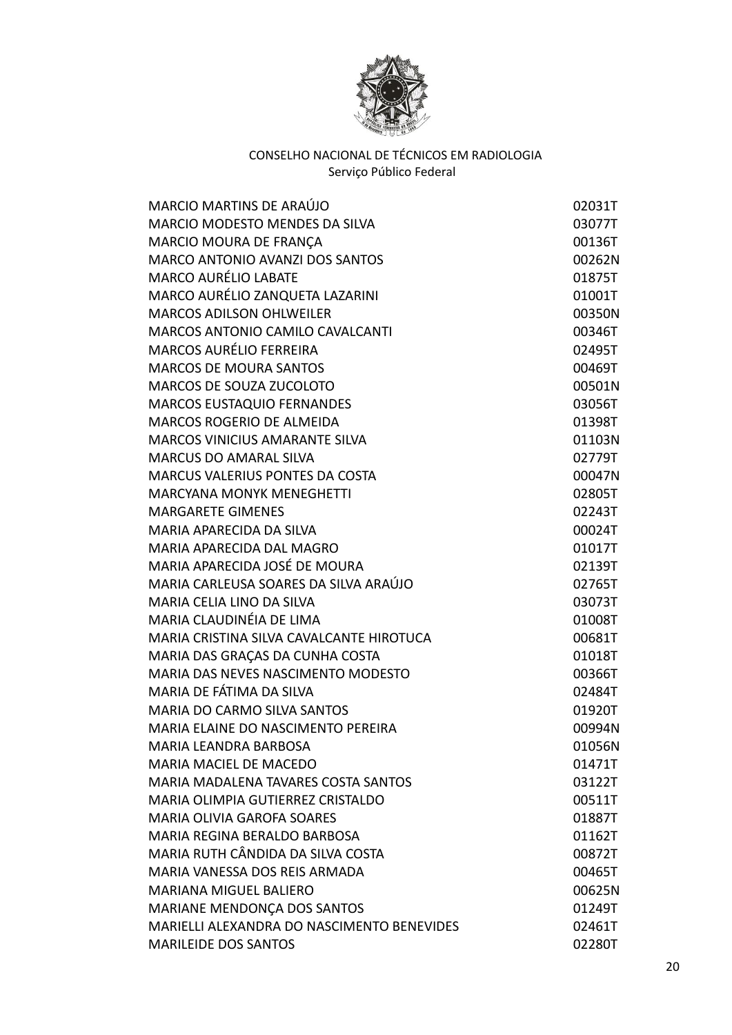CONSELHO NACIONAL DE TÉCNICOS EM RADIOLOGIA
Serviço Público Federal

| | |
|---|---|
| MARCIO MARTINS DE ARAÚJO | 02031T |
| MARCIO MODESTO MENDES DA SILVA | 03077T |
| MARCIO MOURA DE FRANÇA | 00136T |
| MARCO ANTONIO AVANZI DOS SANTOS | 00262N |
| MARCO AURÉLIO LABATE | 01875T |
| MARCO AURÉLIO ZANQUETA LAZARINI | 01001T |
| MARCOS ADILSON OHLWEILER | 00350N |
| MARCOS ANTONIO CAMILO CAVALCANTI | 00346T |
| MARCOS AURÉLIO FERREIRA | 02495T |
| MARCOS DE MOURA SANTOS | 00469T |
| MARCOS DE SOUZA ZUCOLOTO | 00501N |
| MARCOS EUSTAQUIO FERNANDES | 03056T |
| MARCOS ROGERIO DE ALMEIDA | 01398T |
| MARCOS VINICIUS AMARANTE SILVA | 01103N |
| MARCUS DO AMARAL SILVA | 02779T |
| MARCUS VALERIUS PONTES DA COSTA | 00047N |
| MARCYANA MONYK MENEGHETTI | 02805T |
| MARGARETE GIMENES | 02243T |
| MARIA APARECIDA DA SILVA | 00024T |
| MARIA APARECIDA DAL MAGRO | 01017T |
| MARIA APARECIDA JOSÉ DE MOURA | 02139T |
| MARIA CARLEUSA SOARES DA SILVA ARAÚJO | 02765T |
| MARIA CELIA LINO DA SILVA | 03073T |
| MARIA CLAUDINÉIA DE LIMA | 01008T |
| MARIA CRISTINA SILVA CAVALCANTE HIROTUCA | 00681T |
| MARIA DAS GRAÇAS DA CUNHA COSTA | 01018T |
| MARIA DAS NEVES NASCIMENTO MODESTO | 00366T |
| MARIA DE FÁTIMA DA SILVA | 02484T |
| MARIA DO CARMO SILVA SANTOS | 01920T |
| MARIA ELAINE DO NASCIMENTO PEREIRA | 00994N |
| MARIA LEANDRA BARBOSA | 01056N |
| MARIA MACIEL DE MACEDO | 01471T |
| MARIA MADALENA TAVARES COSTA SANTOS | 03122T |
| MARIA OLIMPIA GUTIERREZ CRISTALDO | 00511T |
| MARIA OLIVIA GAROFA SOARES | 01887T |
| MARIA REGINA BERALDO BARBOSA | 01162T |
| MARIA RUTH CÂNDIDA DA SILVA COSTA | 00872T |
| MARIA VANESSA DOS REIS ARMADA | 00465T |
| MARIANA MIGUEL BALIERO | 00625N |
| MARIANE MENDONÇA DOS SANTOS | 01249T |
| MARIELLI ALEXANDRA DO NASCIMENTO BENEVIDES | 02461T |
| MARILEIDE DOS SANTOS | 02280T |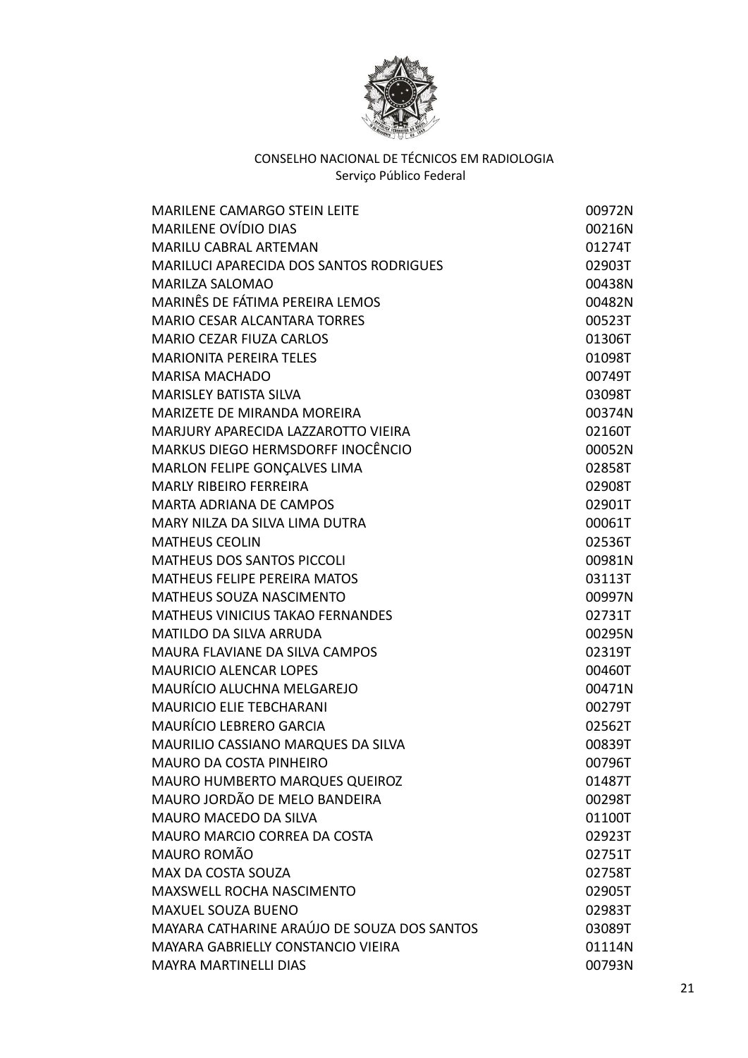CONSELHO NACIONAL DE TÉCNICOS EM RADIOLOGIA
Serviço Público Federal

| | |
|---|---|
| MARILENE CAMARGO STEIN LEITE | 00972N |
| MARILENE OVÍDIO DIAS | 00216N |
| MARILU CABRAL ARTEMAN | 01274T |
| MARILUCI APARECIDA DOS SANTOS RODRIGUES | 02903T |
| MARILZA SALOMAO | 00438N |
| MARINÊS DE FÁTIMA PEREIRA LEMOS | 00482N |
| MARIO CESAR ALCANTARA TORRES | 00523T |
| MARIO CEZAR FIUZA CARLOS | 01306T |
| MARIONITA PEREIRA TELES | 01098T |
| MARISA MACHADO | 00749T |
| MARISLEY BATISTA SILVA | 03098T |
| MARIZETE DE MIRANDA MOREIRA | 00374N |
| MARJURY APARECIDA LAZZAROTTO VIEIRA | 02160T |
| MARKUS DIEGO HERMSDORFF INOCÊNCIO | 00052N |
| MARLON FELIPE GONÇALVES LIMA | 02858T |
| MARLY RIBEIRO FERREIRA | 02908T |
| MARTA ADRIANA DE CAMPOS | 02901T |
| MARY NILZA DA SILVA LIMA DUTRA | 00061T |
| MATHEUS CEOLIN | 02536T |
| MATHEUS DOS SANTOS PICCOLI | 00981N |
| MATHEUS FELIPE PEREIRA MATOS | 03113T |
| MATHEUS SOUZA NASCIMENTO | 00997N |
| MATHEUS VINICIUS TAKAO FERNANDES | 02731T |
| MATILDO DA SILVA ARRUDA | 00295N |
| MAURA FLAVIANE DA SILVA CAMPOS | 02319T |
| MAURICIO ALENCAR LOPES | 00460T |
| MAURÍCIO ALUCHNA MELGAREJO | 00471N |
| MAURICIO ELIE TEBCHARANI | 00279T |
| MAURÍCIO LEBRERO GARCIA | 02562T |
| MAURILIO CASSIANO MARQUES DA SILVA | 00839T |
| MAURO DA COSTA PINHEIRO | 00796T |
| MAURO HUMBERTO MARQUES QUEIROZ | 01487T |
| MAURO JORDÃO DE MELO BANDEIRA | 00298T |
| MAURO MACEDO DA SILVA | 01100T |
| MAURO MARCIO CORREA DA COSTA | 02923T |
| MAURO ROMÃO | 02751T |
| MAX DA COSTA SOUZA | 02758T |
| MAXSWELL ROCHA NASCIMENTO | 02905T |
| MAXUEL SOUZA BUENO | 02983T |
| MAYARA CATHARINE ARAÚJO DE SOUZA DOS SANTOS | 03089T |
| MAYARA GABRIELLY CONSTANCIO VIEIRA | 01114N |
| MAYRA MARTINELLI DIAS | 00793N |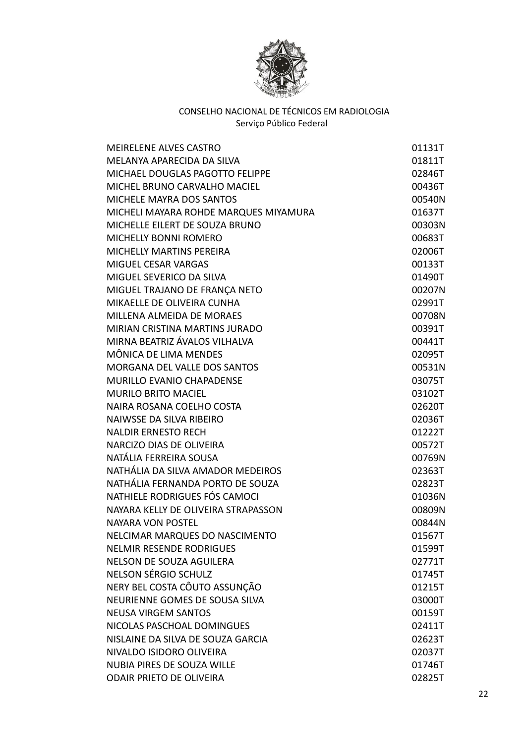CONSELHO NACIONAL DE TÉCNICOS EM RADIOLOGIA
Serviço Público Federal

| | |
|---|---|
| MEIRELENE ALVES CASTRO | 01131T |
| MELANYA APARECIDA DA SILVA | 01811T |
| MICHAEL DOUGLAS PAGOTTO FELIPPE | 02846T |
| MICHEL BRUNO CARVALHO MACIEL | 00436T |
| MICHELE MAYRA DOS SANTOS | 00540N |
| MICHELI MAYARA ROHDE MARQUES MIYAMURA | 01637T |
| MICHELLE EILERT DE SOUZA BRUNO | 00303N |
| MICHELLY BONNI ROMERO | 00683T |
| MICHELLY MARTINS PEREIRA | 02006T |
| MIGUEL CESAR VARGAS | 00133T |
| MIGUEL SEVERICO DA SILVA | 01490T |
| MIGUEL TRAJANO DE FRANÇA NETO | 00207N |
| MIKAELLE DE OLIVEIRA CUNHA | 02991T |
| MILLENA ALMEIDA DE MORAES | 00708N |
| MIRIAN CRISTINA MARTINS JURADO | 00391T |
| MIRNA BEATRIZ ÁVALOS VILHALVA | 00441T |
| MÔNICA DE LIMA MENDES | 02095T |
| MORGANA DEL VALLE DOS SANTOS | 00531N |
| MURILLO EVANIO CHAPADENSE | 03075T |
| MURILO BRITO MACIEL | 03102T |
| NAIRA ROSANA COELHO COSTA | 02620T |
| NAIWSSE DA SILVA RIBEIRO | 02036T |
| NALDIR ERNESTO RECH | 01222T |
| NARCIZO DIAS DE OLIVEIRA | 00572T |
| NATÁLIA FERREIRA SOUSA | 00769N |
| NATHÁLIA DA SILVA AMADOR MEDEIROS | 02363T |
| NATHÁLIA FERNANDA PORTO DE SOUZA | 02823T |
| NATHIELE RODRIGUES FÓS CAMOCI | 01036N |
| NAYARA KELLY DE OLIVEIRA STRAPASSON | 00809N |
| NAYARA VON POSTEL | 00844N |
| NELCIMAR MARQUES DO NASCIMENTO | 01567T |
| NELMIR RESENDE RODRIGUES | 01599T |
| NELSON DE SOUZA AGUILERA | 02771T |
| NELSON SÉRGIO SCHULZ | 01745T |
| NERY BEL COSTA CÔUTO ASSUNÇÃO | 01215T |
| NEURIENNE GOMES DE SOUSA SILVA | 03000T |
| NEUSA VIRGEM SANTOS | 00159T |
| NICOLAS PASCHOAL DOMINGUES | 02411T |
| NISLAINE DA SILVA DE SOUZA GARCIA | 02623T |
| NIVALDO ISIDORO OLIVEIRA | 02037T |
| NUBIA PIRES DE SOUZA WILLE | 01746T |
| ODAIR PRIETO DE OLIVEIRA | 02825T |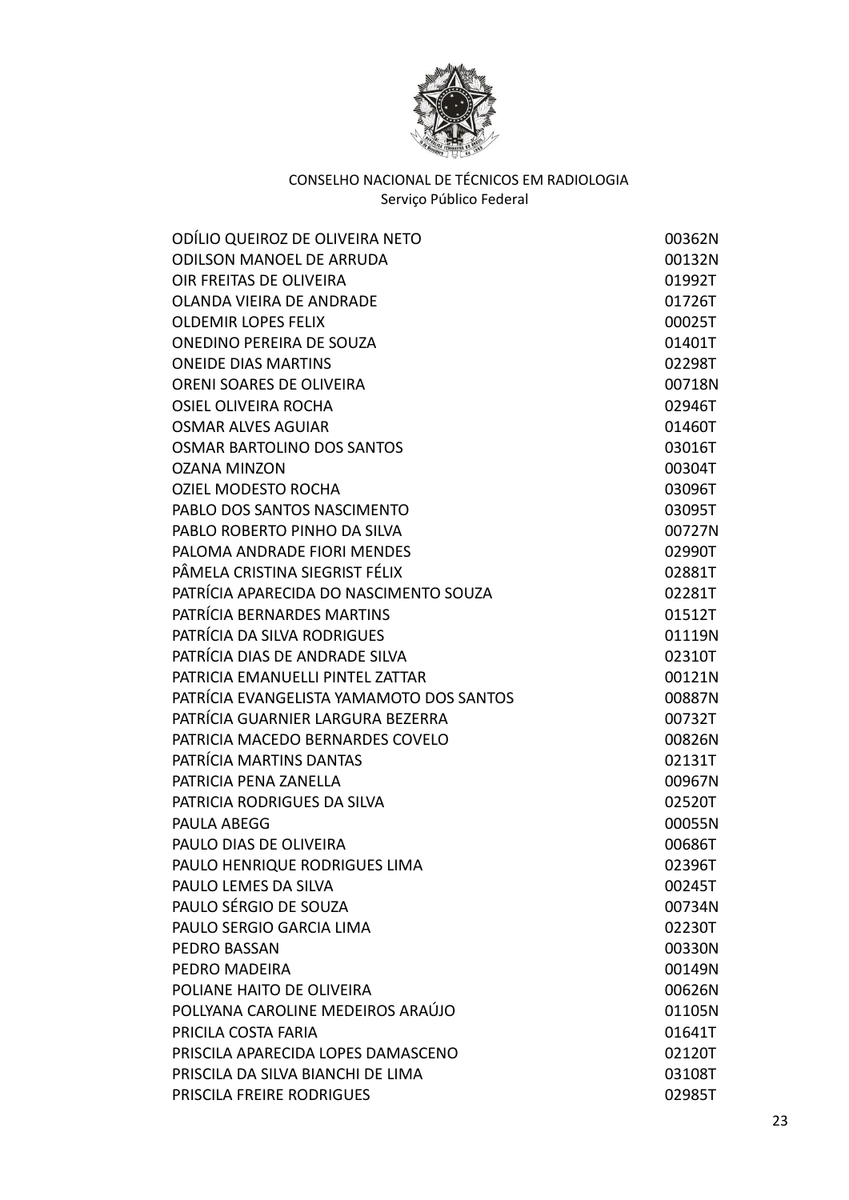CONSELHO NACIONAL DE TÉCNICOS EM RADIOLOGIA
Serviço Público Federal

| | |
|---|---|
| ODÍLIO QUEIROZ DE OLIVEIRA NETO | 00362N |
| ODILSON MANOEL DE ARRUDA | 00132N |
| OIR FREITAS DE OLIVEIRA | 01992T |
| OLANDA VIEIRA DE ANDRADE | 01726T |
| OLDEMIR LOPES FELIX | 00025T |
| ONEDINO PEREIRA DE SOUZA | 01401T |
| ONEIDE DIAS MARTINS | 02298T |
| ORENI SOARES DE OLIVEIRA | 00718N |
| OSIEL OLIVEIRA ROCHA | 02946T |
| OSMAR ALVES AGUIAR | 01460T |
| OSMAR BARTOLINO DOS SANTOS | 03016T |
| OZANA MINZON | 00304T |
| OZIEL MODESTO ROCHA | 03096T |
| PABLO DOS SANTOS NASCIMENTO | 03095T |
| PABLO ROBERTO PINHO DA SILVA | 00727N |
| PALOMA ANDRADE FIORI MENDES | 02990T |
| PÂMELA CRISTINA SIEGRIST FÉLIX | 02881T |
| PATRÍCIA APARECIDA DO NASCIMENTO SOUZA | 02281T |
| PATRÍCIA BERNARDES MARTINS | 01512T |
| PATRÍCIA DA SILVA RODRIGUES | 01119N |
| PATRÍCIA DIAS DE ANDRADE SILVA | 02310T |
| PATRICIA EMANUELLI PINTEL ZATTAR | 00121N |
| PATRÍCIA EVANGELISTA YAMAMOTO DOS SANTOS | 00887N |
| PATRÍCIA GUARNIER LARGURA BEZERRA | 00732T |
| PATRICIA MACEDO BERNARDES COVELO | 00826N |
| PATRÍCIA MARTINS DANTAS | 02131T |
| PATRICIA PENA ZANELLA | 00967N |
| PATRICIA RODRIGUES DA SILVA | 02520T |
| PAULA ABEGG | 00055N |
| PAULO DIAS DE OLIVEIRA | 00686T |
| PAULO HENRIQUE RODRIGUES LIMA | 02396T |
| PAULO LEMES DA SILVA | 00245T |
| PAULO SÉRGIO DE SOUZA | 00734N |
| PAULO SERGIO GARCIA LIMA | 02230T |
| PEDRO BASSAN | 00330N |
| PEDRO MADEIRA | 00149N |
| POLIANE HAITO DE OLIVEIRA | 00626N |
| POLLYANA CAROLINE MEDEIROS ARAÚJO | 01105N |
| PRICILA COSTA FARIA | 01641T |
| PRISCILA APARECIDA LOPES DAMASCENO | 02120T |
| PRISCILA DA SILVA BIANCHI DE LIMA | 03108T |
| PRISCILA FREIRE RODRIGUES | 02985T |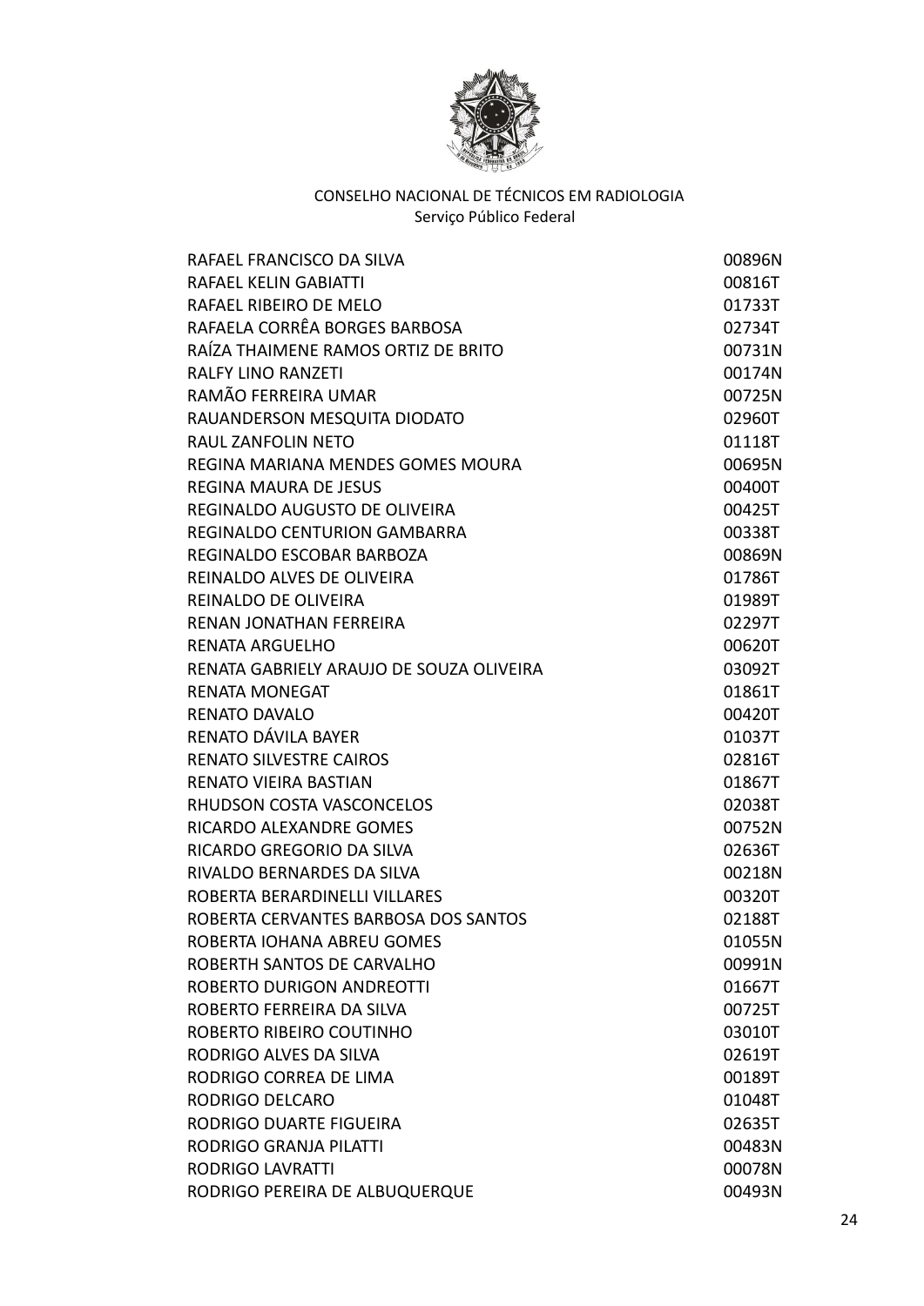CONSELHO NACIONAL DE TÉCNICOS EM RADIOLOGIA
Serviço Público Federal

| | |
|---|---|
| RAFAEL FRANCISCO DA SILVA | 00896N |
| RAFAEL KELIN GABIATTI | 00816T |
| RAFAEL RIBEIRO DE MELO | 01733T |
| RAFAELA CORRÊA BORGES BARBOSA | 02734T |
| RAÍZA THAIMENE RAMOS ORTIZ DE BRITO | 00731N |
| RALFY LINO RANZETI | 00174N |
| RAMÃO FERREIRA UMAR | 00725N |
| RAUANDERSON MESQUITA DIODATO | 02960T |
| RAUL ZANFOLIN NETO | 01118T |
| REGINA MARIANA MENDES GOMES MOURA | 00695N |
| REGINA MAURA DE JESUS | 00400T |
| REGINALDO AUGUSTO DE OLIVEIRA | 00425T |
| REGINALDO CENTURION GAMBARRA | 00338T |
| REGINALDO ESCOBAR BARBOZA | 00869N |
| REINALDO ALVES DE OLIVEIRA | 01786T |
| REINALDO DE OLIVEIRA | 01989T |
| RENAN JONATHAN FERREIRA | 02297T |
| RENATA ARGUELHO | 00620T |
| RENATA GABRIELY ARAUJO DE SOUZA OLIVEIRA | 03092T |
| RENATA MONEGAT | 01861T |
| RENATO DAVALO | 00420T |
| RENATO DÁVILA BAYER | 01037T |
| RENATO SILVESTRE CAIROS | 02816T |
| RENATO VIEIRA BASTIAN | 01867T |
| RHUDSON COSTA VASCONCELOS | 02038T |
| RICARDO ALEXANDRE GOMES | 00752N |
| RICARDO GREGORIO DA SILVA | 02636T |
| RIVALDO BERNARDES DA SILVA | 00218N |
| ROBERTA BERARDINELLI VILLARES | 00320T |
| ROBERTA CERVANTES BARBOSA DOS SANTOS | 02188T |
| ROBERTA IOHANA ABREU GOMES | 01055N |
| ROBERTH SANTOS DE CARVALHO | 00991N |
| ROBERTO DURIGON ANDREOTTI | 01667T |
| ROBERTO FERREIRA DA SILVA | 00725T |
| ROBERTO RIBEIRO COUTINHO | 03010T |
| RODRIGO ALVES DA SILVA | 02619T |
| RODRIGO CORREA DE LIMA | 00189T |
| RODRIGO DELCARO | 01048T |
| RODRIGO DUARTE FIGUEIRA | 02635T |
| RODRIGO GRANJA PILATTI | 00483N |
| RODRIGO LAVRATTI | 00078N |
| RODRIGO PEREIRA DE ALBUQUERQUE | 00493N |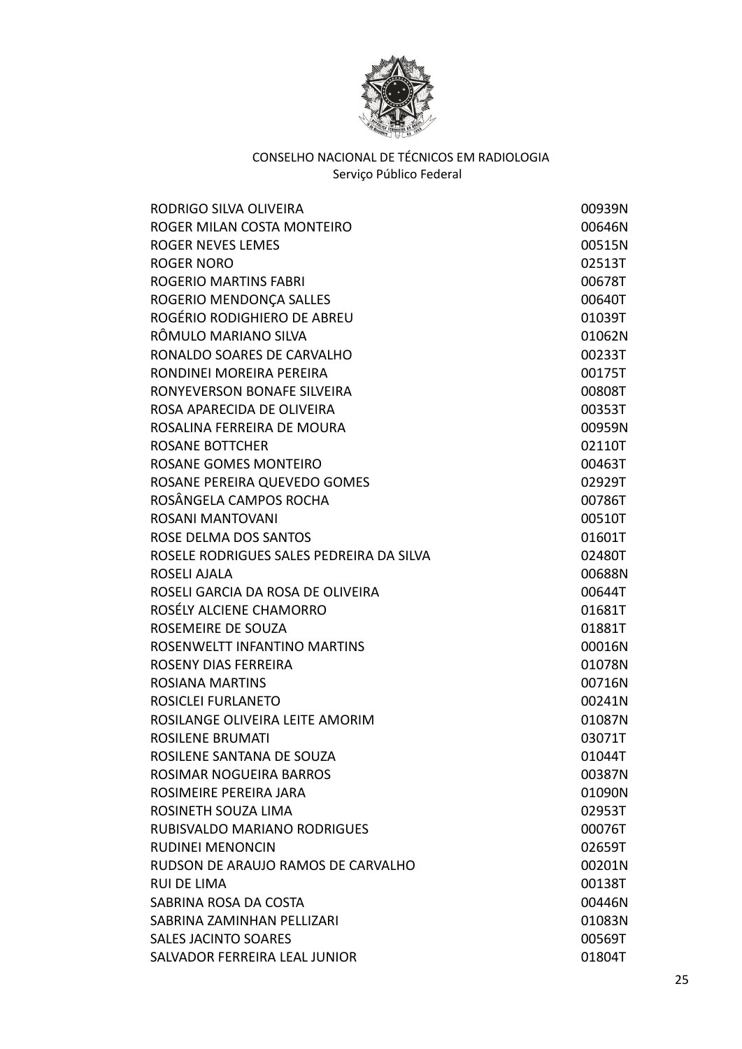CONSELHO NACIONAL DE TÉCNICOS EM RADIOLOGIA
Serviço Público Federal

| | |
|---|---|
| RODRIGO SILVA OLIVEIRA | 00939N |
| ROGER MILAN COSTA MONTEIRO | 00646N |
| ROGER NEVES LEMES | 00515N |
| ROGER NORO | 02513T |
| ROGERIO MARTINS FABRI | 00678T |
| ROGERIO MENDONÇA SALLES | 00640T |
| ROGÉRIO RODIGHIERO DE ABREU | 01039T |
| RÔMULO MARIANO SILVA | 01062N |
| RONALDO SOARES DE CARVALHO | 00233T |
| RONDINEI MOREIRA PEREIRA | 00175T |
| RONYEVERSON BONAFE SILVEIRA | 00808T |
| ROSA APARECIDA DE OLIVEIRA | 00353T |
| ROSALINA FERREIRA DE MOURA | 00959N |
| ROSANE BOTTCHER | 02110T |
| ROSANE GOMES MONTEIRO | 00463T |
| ROSANE PEREIRA QUEVEDO GOMES | 02929T |
| ROSÂNGELA CAMPOS ROCHA | 00786T |
| ROSANI MANTOVANI | 00510T |
| ROSE DELMA DOS SANTOS | 01601T |
| ROSELE RODRIGUES SALES PEDREIRA DA SILVA | 02480T |
| ROSELI AJALA | 00688N |
| ROSELI GARCIA DA ROSA DE OLIVEIRA | 00644T |
| ROSÉLY ALCIENE CHAMORRO | 01681T |
| ROSEMEIRE DE SOUZA | 01881T |
| ROSENWELTT INFANTINO MARTINS | 00016N |
| ROSENY DIAS FERREIRA | 01078N |
| ROSIANA MARTINS | 00716N |
| ROSICLEI FURLANETO | 00241N |
| ROSILANGE OLIVEIRA LEITE AMORIM | 01087N |
| ROSILENE BRUMATI | 03071T |
| ROSILENE SANTANA DE SOUZA | 01044T |
| ROSIMAR NOGUEIRA BARROS | 00387N |
| ROSIMEIRE PEREIRA JARA | 01090N |
| ROSINETH SOUZA LIMA | 02953T |
| RUBISVALDO MARIANO RODRIGUES | 00076T |
| RUDINEI MENONCIN | 02659T |
| RUDSON DE ARAUJO RAMOS DE CARVALHO | 00201N |
| RUI DE LIMA | 00138T |
| SABRINA ROSA DA COSTA | 00446N |
| SABRINA ZAMINHAN PELLIZARI | 01083N |
| SALES JACINTO SOARES | 00569T |
| SALVADOR FERREIRA LEAL JUNIOR | 01804T |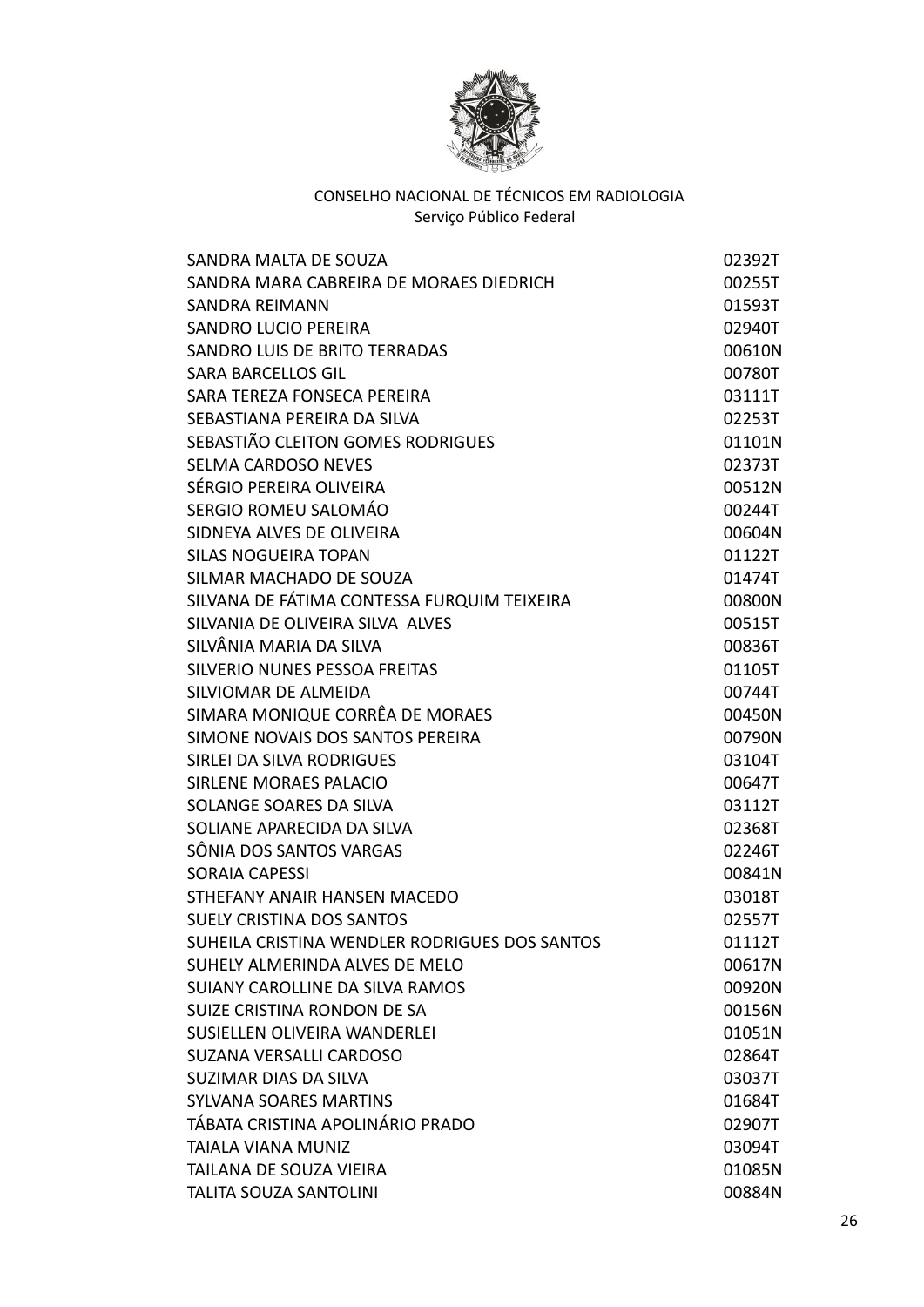CONSELHO NACIONAL DE TÉCNICOS EM RADIOLOGIA
Serviço Público Federal

| | |
|---|---|
| SANDRA MALTA DE SOUZA | 02392T |
| SANDRA MARA CABREIRA DE MORAES DIEDRICH | 00255T |
| SANDRA REIMANN | 01593T |
| SANDRO LUCIO PEREIRA | 02940T |
| SANDRO LUIS DE BRITO TERRADAS | 00610N |
| SARA BARCELLOS GIL | 00780T |
| SARA TEREZA FONSECA PEREIRA | 03111T |
| SEBASTIANA PEREIRA DA SILVA | 02253T |
| SEBASTIÃO CLEITON GOMES RODRIGUES | 01101N |
| SELMA CARDOSO NEVES | 02373T |
| SÉRGIO PEREIRA OLIVEIRA | 00512N |
| SERGIO ROMEU SALOMÁO | 00244T |
| SIDNEYA ALVES DE OLIVEIRA | 00604N |
| SILAS NOGUEIRA TOPAN | 01122T |
| SILMAR MACHADO DE SOUZA | 01474T |
| SILVANA DE FÁTIMA CONTESSA FURQUIM TEIXEIRA | 00800N |
| SILVANIA DE OLIVEIRA SILVA ALVES | 00515T |
| SILVÂNIA MARIA DA SILVA | 00836T |
| SILVERIO NUNES PESSOA FREITAS | 01105T |
| SILVIOMAR DE ALMEIDA | 00744T |
| SIMARA MONIQUE CORRÊA DE MORAES | 00450N |
| SIMONE NOVAIS DOS SANTOS PEREIRA | 00790N |
| SIRLEI DA SILVA RODRIGUES | 03104T |
| SIRLENE MORAES PALACIO | 00647T |
| SOLANGE SOARES DA SILVA | 03112T |
| SOLIANE APARECIDA DA SILVA | 02368T |
| SÔNIA DOS SANTOS VARGAS | 02246T |
| SORAIA CAPESSI | 00841N |
| STHEFANY ANAIR HANSEN MACEDO | 03018T |
| SUELY CRISTINA DOS SANTOS | 02557T |
| SUHEILA CRISTINA WENDLER RODRIGUES DOS SANTOS | 01112T |
| SUHELY ALMERINDA ALVES DE MELO | 00617N |
| SUIANY CAROLLINE DA SILVA RAMOS | 00920N |
| SUIZE CRISTINA RONDON DE SA | 00156N |
| SUSIELLEN OLIVEIRA WANDERLEI | 01051N |
| SUZANA VERSALLI CARDOSO | 02864T |
| SUZIMAR DIAS DA SILVA | 03037T |
| SYLVANA SOARES MARTINS | 01684T |
| TÁBATA CRISTINA APOLINÁRIO PRADO | 02907T |
| TAIALA VIANA MUNIZ | 03094T |
| TAILANA DE SOUZA VIEIRA | 01085N |
| TALITA SOUZA SANTOLINI | 00884N |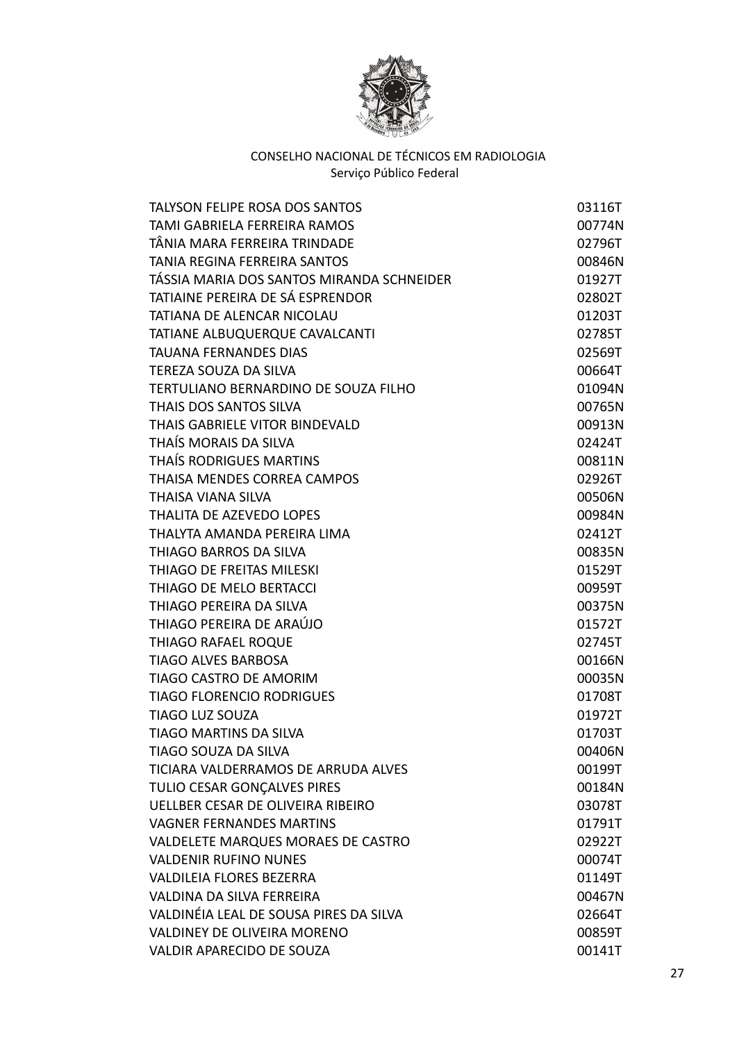CONSELHO NACIONAL DE TÉCNICOS EM RADIOLOGIA
Serviço Público Federal

| | |
|---|---|
| TALYSON FELIPE ROSA DOS SANTOS | 03116T |
| TAMI GABRIELA FERREIRA RAMOS | 00774N |
| TÂNIA MARA FERREIRA TRINDADE | 02796T |
| TANIA REGINA FERREIRA SANTOS | 00846N |
| TÁSSIA MARIA DOS SANTOS MIRANDA SCHNEIDER | 01927T |
| TATIAINE PEREIRA DE SÁ ESPRENDOR | 02802T |
| TATIANA DE ALENCAR NICOLAU | 01203T |
| TATIANE ALBUQUERQUE CAVALCANTI | 02785T |
| TAUANA FERNANDES DIAS | 02569T |
| TEREZA SOUZA DA SILVA | 00664T |
| TERTULIANO BERNARDINO DE SOUZA FILHO | 01094N |
| THAIS DOS SANTOS SILVA | 00765N |
| THAIS GABRIELE VITOR BINDEVALD | 00913N |
| THAÍS MORAIS DA SILVA | 02424T |
| THAÍS RODRIGUES MARTINS | 00811N |
| THAISA MENDES CORREA CAMPOS | 02926T |
| THAISA VIANA SILVA | 00506N |
| THALITA DE AZEVEDO LOPES | 00984N |
| THALYTA AMANDA PEREIRA LIMA | 02412T |
| THIAGO BARROS DA SILVA | 00835N |
| THIAGO DE FREITAS MILESKI | 01529T |
| THIAGO DE MELO BERTACCI | 00959T |
| THIAGO PEREIRA DA SILVA | 00375N |
| THIAGO PEREIRA DE ARAÚJO | 01572T |
| THIAGO RAFAEL ROQUE | 02745T |
| TIAGO ALVES BARBOSA | 00166N |
| TIAGO CASTRO DE AMORIM | 00035N |
| TIAGO FLORENCIO RODRIGUES | 01708T |
| TIAGO LUZ SOUZA | 01972T |
| TIAGO MARTINS DA SILVA | 01703T |
| TIAGO SOUZA DA SILVA | 00406N |
| TICIARA VALDERRAMOS DE ARRUDA ALVES | 00199T |
| TULIO CESAR GONÇALVES PIRES | 00184N |
| UELLBER CESAR DE OLIVEIRA RIBEIRO | 03078T |
| VAGNER FERNANDES MARTINS | 01791T |
| VALDELETE MARQUES MORAES DE CASTRO | 02922T |
| VALDENIR RUFINO NUNES | 00074T |
| VALDILEIA FLORES BEZERRA | 01149T |
| VALDINA DA SILVA FERREIRA | 00467N |
| VALDINÉIA LEAL DE SOUSA PIRES DA SILVA | 02664T |
| VALDINEY DE OLIVEIRA MORENO | 00859T |
| VALDIR APARECIDO DE SOUZA | 00141T |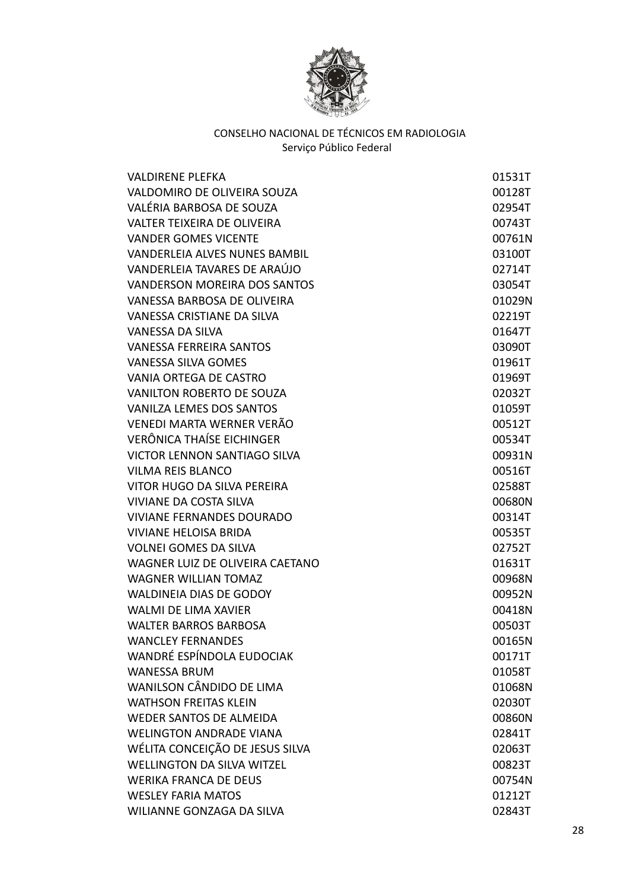CONSELHO NACIONAL DE TÉCNICOS EM RADIOLOGIA
Serviço Público Federal

| | |
|---|---|
| VALDIRENE PLEFKA | 01531T |
| VALDOMIRO DE OLIVEIRA SOUZA | 00128T |
| VALÉRIA BARBOSA DE SOUZA | 02954T |
| VALTER TEIXEIRA DE OLIVEIRA | 00743T |
| VANDER GOMES VICENTE | 00761N |
| VANDERLEIA ALVES NUNES BAMBIL | 03100T |
| VANDERLEIA TAVARES DE ARAÚJO | 02714T |
| VANDERSON MOREIRA DOS SANTOS | 03054T |
| VANESSA BARBOSA DE OLIVEIRA | 01029N |
| VANESSA CRISTIANE DA SILVA | 02219T |
| VANESSA DA SILVA | 01647T |
| VANESSA FERREIRA SANTOS | 03090T |
| VANESSA SILVA GOMES | 01961T |
| VANIA ORTEGA DE CASTRO | 01969T |
| VANILTON ROBERTO DE SOUZA | 02032T |
| VANILZA LEMES DOS SANTOS | 01059T |
| VENEDI MARTA WERNER VERÃO | 00512T |
| VERÔNICA THAÍSE EICHINGER | 00534T |
| VICTOR LENNON SANTIAGO SILVA | 00931N |
| VILMA REIS BLANCO | 00516T |
| VITOR HUGO DA SILVA PEREIRA | 02588T |
| VIVIANE DA COSTA SILVA | 00680N |
| VIVIANE FERNANDES DOURADO | 00314T |
| VIVIANE HELOISA BRIDA | 00535T |
| VOLNEI GOMES DA SILVA | 02752T |
| WAGNER LUIZ DE OLIVEIRA CAETANO | 01631T |
| WAGNER WILLIAN TOMAZ | 00968N |
| WALDINEIA DIAS DE GODOY | 00952N |
| WALMI DE LIMA XAVIER | 00418N |
| WALTER BARROS BARBOSA | 00503T |
| WANCLEY FERNANDES | 00165N |
| WANDRÉ ESPÍNDOLA EUDOCIAK | 00171T |
| WANESSA BRUM | 01058T |
| WANILSON CÂNDIDO DE LIMA | 01068N |
| WATHSON FREITAS KLEIN | 02030T |
| WEDER SANTOS DE ALMEIDA | 00860N |
| WELINGTON ANDRADE VIANA | 02841T |
| WÉLITA CONCEIÇÃO DE JESUS SILVA | 02063T |
| WELLINGTON DA SILVA WITZEL | 00823T |
| WERIKA FRANCA DE DEUS | 00754N |
| WESLEY FARIA MATOS | 01212T |
| WILIANNE GONZAGA DA SILVA | 02843T |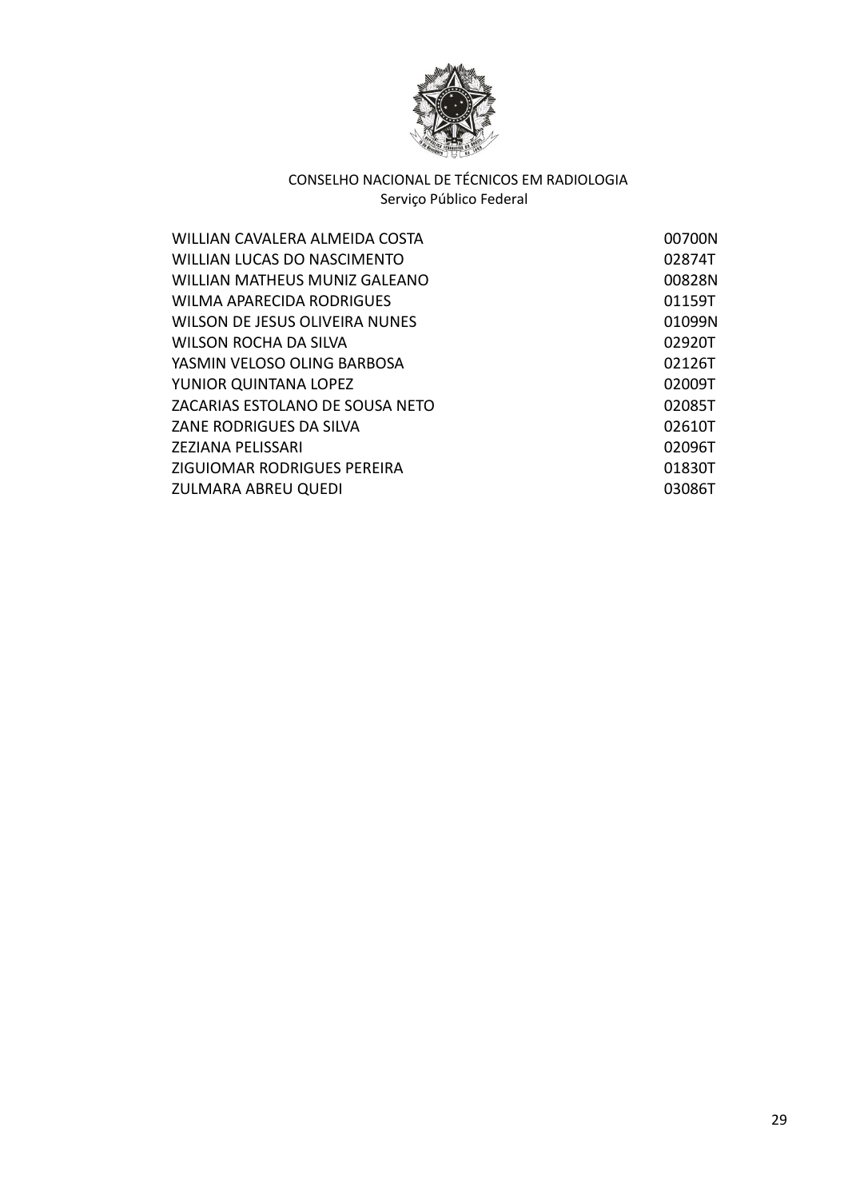CONSELHO NACIONAL DE TÉCNICOS EM RADIOLOGIA
Serviço Público Federal

| | |
|---|---|
| WILLIAN CAVALERA ALMEIDA COSTA | 00700N |
| WILLIAN LUCAS DO NASCIMENTO | 02874T |
| WILLIAN MATHEUS MUNIZ GALEANO | 00828N |
| WILMA APARECIDA RODRIGUES | 01159T |
| WILSON DE JESUS OLIVEIRA NUNES | 01099N |
| WILSON ROCHA DA SILVA | 02920T |
| YASMIN VELOSO OLING BARBOSA | 02126T |
| YUNIOR QUINTANA LOPEZ | 02009T |
| ZACARIAS ESTOLANO DE SOUSA NETO | 02085T |
| ZANE RODRIGUES DA SILVA | 02610T |
| ZEZIANA PELISSARI | 02096T |
| ZIGUIOMAR RODRIGUES PEREIRA | 01830T |
| ZULMARA ABREU QUEDI | 03086T |